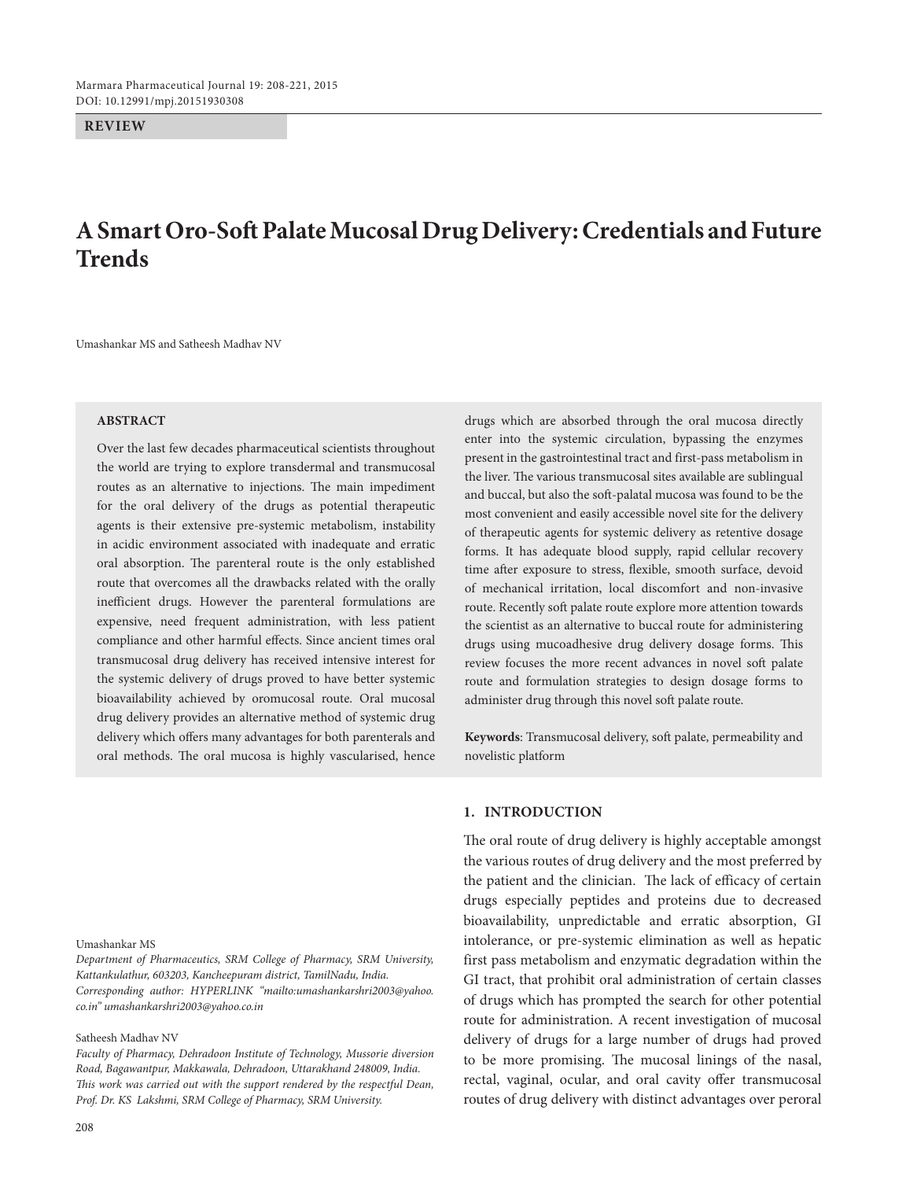**REVIEW**

# A Smart Oro-Soft Palate Mucosal Drug Delivery: Credentials and Future Trends

Umashankar MS and Satheesh Madhav NV

## ABSTRACT

Over the last few decades pharmaceutical scientists throughout the world are trying to explore transdermal and transmucosal routes as an alternative to injections. The main impediment for the oral delivery of the drugs as potential therapeutic agents is their extensive pre-systemic metabolism, instability in acidic environment associated with inadequate and erratic oral absorption. The parenteral route is the only established route that overcomes all the drawbacks related with the orally inefficient drugs. However the parenteral formulations are expensive, need frequent administration, with less patient compliance and other harmful effects. Since ancient times oral transmucosal drug delivery has received intensive interest for the systemic delivery of drugs proved to have better systemic bioavailability achieved by oromucosal route. Oral mucosal drug delivery provides an alternative method of systemic drug delivery which offers many advantages for both parenterals and oral methods. The oral mucosa is highly vascularised, hence drugs which are absorbed through the oral mucosa directly enter into the systemic circulation, bypassing the enzymes present in the gastrointestinal tract and first-pass metabolism in the liver. The various transmucosal sites available are sublingual and buccal, but also the soft-palatal mucosa was found to be the most convenient and easily accessible novel site for the delivery of therapeutic agents for systemic delivery as retentive dosage forms. It has adequate blood supply, rapid cellular recovery time after exposure to stress, flexible, smooth surface, devoid of mechanical irritation, local discomfort and non-invasive route. Recently soft palate route explore more attention towards the scientist as an alternative to buccal route for administering drugs using mucoadhesive drug delivery dosage forms. This review focuses the more recent advances in novel soft palate route and formulation strategies to design dosage forms to administer drug through this novel soft palate route.

**Keywords**: Transmucosal delivery, soft palate, permeability and novelistic platform

## 1. INTRODUCTION

The oral route of drug delivery is highly acceptable amongst the various routes of drug delivery and the most preferred by the patient and the clinician. The lack of efficacy of certain drugs especially peptides and proteins due to decreased bioavailability, unpredictable and erratic absorption, GI intolerance, or pre-systemic elimination as well as hepatic first pass metabolism and enzymatic degradation within the GI tract, that prohibit oral administration of certain classes of drugs which has prompted the search for other potential route for administration. A recent investigation of mucosal delivery of drugs for a large number of drugs had proved to be more promising. The mucosal linings of the nasal, rectal, vaginal, ocular, and oral cavity offer transmucosal routes of drug delivery with distinct advantages over peroral

---

Umashankar MS

*Department of Pharmaceutics, SRM College of Pharmacy, SRM University, Kattankulathur, 603203, Kancheepuram district, TamilNadu, India. Corresponding author: HYPERLINK "mailto:umashankarshri2003@yahoo.co.in" umashankarshri2003@yahoo.co.in*

Satheesh Madhav NV

*Faculty of Pharmacy, Dehradoon Institute of Technology, Mussorie diversion Road, Bagawantpur, Makkawala, Dehradoon, Uttarakhand 248009, India. This work was carried out with the support rendered by the respectful Dean, Prof. Dr. KS Lakshmi, SRM College of Pharmacy, SRM University.*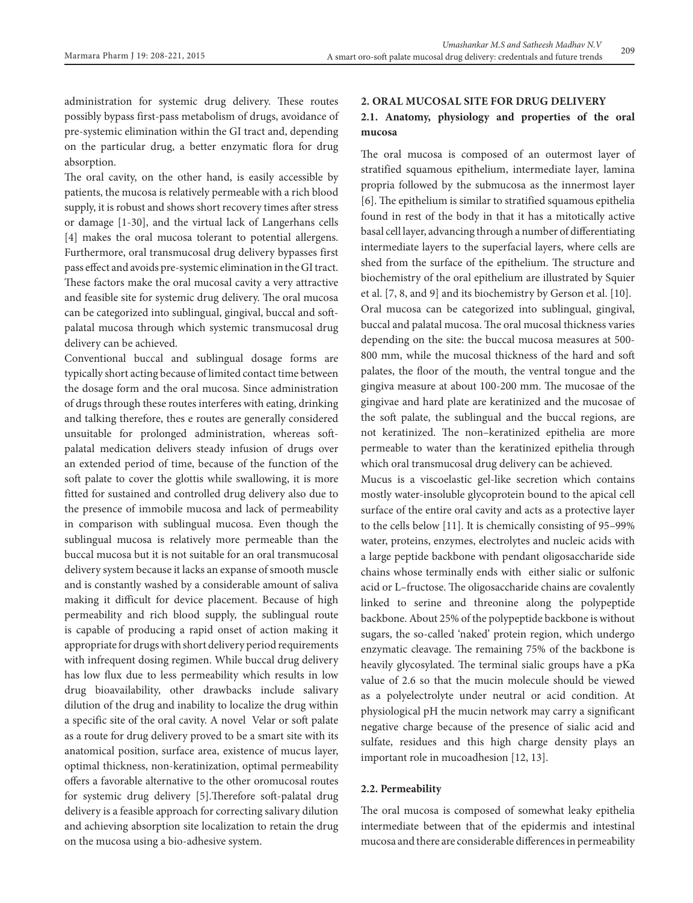administration for systemic drug delivery. These routes possibly bypass first-pass metabolism of drugs, avoidance of pre-systemic elimination within the GI tract and, depending on the particular drug, a better enzymatic flora for drug absorption.

The oral cavity, on the other hand, is easily accessible by patients, the mucosa is relatively permeable with a rich blood supply, it is robust and shows short recovery times after stress or damage [1-30], and the virtual lack of Langerhans cells [4] makes the oral mucosa tolerant to potential allergens. Furthermore, oral transmucosal drug delivery bypasses first pass effect and avoids pre-systemic elimination in the GI tract. These factors make the oral mucosal cavity a very attractive and feasible site for systemic drug delivery. The oral mucosa can be categorized into sublingual, gingival, buccal and soft-palatal mucosa through which systemic transmucosal drug delivery can be achieved.

Conventional buccal and sublingual dosage forms are typically short acting because of limited contact time between the dosage form and the oral mucosa. Since administration of drugs through these routes interferes with eating, drinking and talking therefore, thes e routes are generally considered unsuitable for prolonged administration, whereas soft-palatal medication delivers steady infusion of drugs over an extended period of time, because of the function of the soft palate to cover the glottis while swallowing, it is more fitted for sustained and controlled drug delivery also due to the presence of immobile mucosa and lack of permeability in comparison with sublingual mucosa. Even though the sublingual mucosa is relatively more permeable than the buccal mucosa but it is not suitable for an oral transmucosal delivery system because it lacks an expanse of smooth muscle and is constantly washed by a considerable amount of saliva making it difficult for device placement. Because of high permeability and rich blood supply, the sublingual route is capable of producing a rapid onset of action making it appropriate for drugs with short delivery period requirements with infrequent dosing regimen. While buccal drug delivery has low flux due to less permeability which results in low drug bioavailability, other drawbacks include salivary dilution of the drug and inability to localize the drug within a specific site of the oral cavity. A novel Velar or soft palate as a route for drug delivery proved to be a smart site with its anatomical position, surface area, existence of mucus layer, optimal thickness, non-keratinization, optimal permeability offers a favorable alternative to the other oromucosal routes for systemic drug delivery [5].Therefore soft-palatal drug delivery is a feasible approach for correcting salivary dilution and achieving absorption site localization to retain the drug on the mucosa using a bio-adhesive system.

## 2. ORAL MUCOSAL SITE FOR DRUG DELIVERY

### 2.1. Anatomy, physiology and properties of the oral mucosa

The oral mucosa is composed of an outermost layer of stratified squamous epithelium, intermediate layer, lamina propria followed by the submucosa as the innermost layer [6]. The epithelium is similar to stratified squamous epithelia found in rest of the body in that it has a mitotically active basal cell layer, advancing through a number of differentiating intermediate layers to the superfacial layers, where cells are shed from the surface of the epithelium. The structure and biochemistry of the oral epithelium are illustrated by Squier et al. [7, 8, and 9] and its biochemistry by Gerson et al. [10].

Oral mucosa can be categorized into sublingual, gingival, buccal and palatal mucosa. The oral mucosal thickness varies depending on the site: the buccal mucosa measures at 500-800 mm, while the mucosal thickness of the hard and soft palates, the floor of the mouth, the ventral tongue and the gingiva measure at about 100-200 mm. The mucosae of the gingivae and hard plate are keratinized and the mucosae of the soft palate, the sublingual and the buccal regions, are not keratinized. The non–keratinized epithelia are more permeable to water than the keratinized epithelia through which oral transmucosal drug delivery can be achieved.

Mucus is a viscoelastic gel-like secretion which contains mostly water-insoluble glycoprotein bound to the apical cell surface of the entire oral cavity and acts as a protective layer to the cells below [11]. It is chemically consisting of 95–99% water, proteins, enzymes, electrolytes and nucleic acids with a large peptide backbone with pendant oligosaccharide side chains whose terminally ends with either sialic or sulfonic acid or L–fructose. The oligosaccharide chains are covalently linked to serine and threonine along the polypeptide backbone. About 25% of the polypeptide backbone is without sugars, the so-called 'naked' protein region, which undergo enzymatic cleavage. The remaining 75% of the backbone is heavily glycosylated. The terminal sialic groups have a pKa value of 2.6 so that the mucin molecule should be viewed as a polyelectrolyte under neutral or acid condition. At physiological pH the mucin network may carry a significant negative charge because of the presence of sialic acid and sulfate, residues and this high charge density plays an important role in mucoadhesion [12, 13].

### 2.2. Permeability

The oral mucosa is composed of somewhat leaky epithelia intermediate between that of the epidermis and intestinal mucosa and there are considerable differences in permeability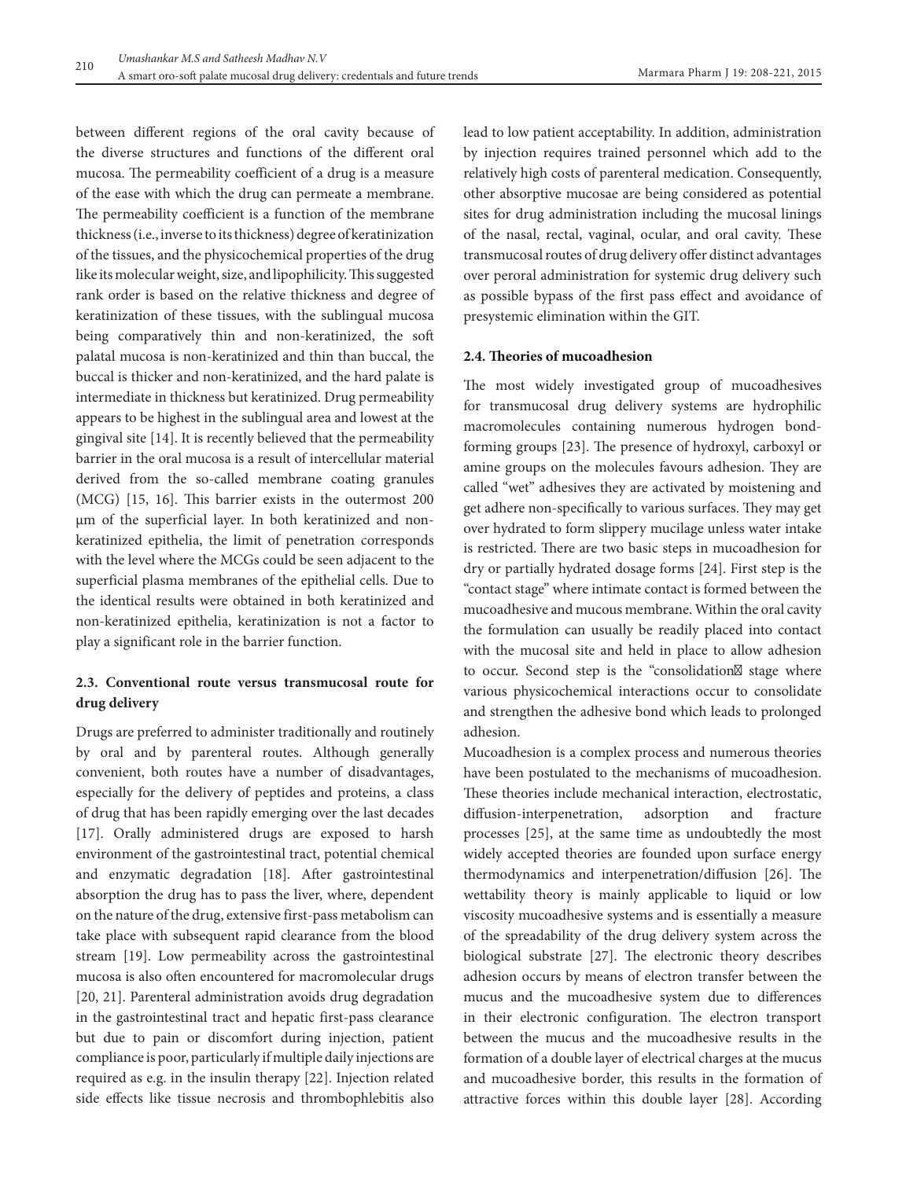between different regions of the oral cavity because of the diverse structures and functions of the different oral mucosa. The permeability coefficient of a drug is a measure of the ease with which the drug can permeate a membrane. The permeability coefficient is a function of the membrane thickness (i.e., inverse to its thickness) degree of keratinization of the tissues, and the physicochemical properties of the drug like its molecular weight, size, and lipophilicity. This suggested rank order is based on the relative thickness and degree of keratinization of these tissues, with the sublingual mucosa being comparatively thin and non-keratinized, the soft palatal mucosa is non-keratinized and thin than buccal, the buccal is thicker and non-keratinized, and the hard palate is intermediate in thickness but keratinized. Drug permeability appears to be highest in the sublingual area and lowest at the gingival site [14]. It is recently believed that the permeability barrier in the oral mucosa is a result of intercellular material derived from the so-called membrane coating granules (MCG) [15, 16]. This barrier exists in the outermost 200 μm of the superficial layer. In both keratinized and non-keratinized epithelia, the limit of penetration corresponds with the level where the MCGs could be seen adjacent to the superficial plasma membranes of the epithelial cells. Due to the identical results were obtained in both keratinized and non-keratinized epithelia, keratinization is not a factor to play a significant role in the barrier function.

### 2.3. Conventional route versus transmucosal route for drug delivery

Drugs are preferred to administer traditionally and routinely by oral and by parenteral routes. Although generally convenient, both routes have a number of disadvantages, especially for the delivery of peptides and proteins, a class of drug that has been rapidly emerging over the last decades [17]. Orally administered drugs are exposed to harsh environment of the gastrointestinal tract, potential chemical and enzymatic degradation [18]. After gastrointestinal absorption the drug has to pass the liver, where, dependent on the nature of the drug, extensive first-pass metabolism can take place with subsequent rapid clearance from the blood stream [19]. Low permeability across the gastrointestinal mucosa is also often encountered for macromolecular drugs [20, 21]. Parenteral administration avoids drug degradation in the gastrointestinal tract and hepatic first-pass clearance but due to pain or discomfort during injection, patient compliance is poor, particularly if multiple daily injections are required as e.g. in the insulin therapy [22]. Injection related side effects like tissue necrosis and thrombophlebitis also lead to low patient acceptability. In addition, administration by injection requires trained personnel which add to the relatively high costs of parenteral medication. Consequently, other absorptive mucosae are being considered as potential sites for drug administration including the mucosal linings of the nasal, rectal, vaginal, ocular, and oral cavity. These transmucosal routes of drug delivery offer distinct advantages over peroral administration for systemic drug delivery such as possible bypass of the first pass effect and avoidance of presystemic elimination within the GIT.

### 2.4. Theories of mucoadhesion

The most widely investigated group of mucoadhesives for transmucosal drug delivery systems are hydrophilic macromolecules containing numerous hydrogen bond-forming groups [23]. The presence of hydroxyl, carboxyl or amine groups on the molecules favours adhesion. They are called "wet" adhesives they are activated by moistening and get adhere non-specifically to various surfaces. They may get over hydrated to form slippery mucilage unless water intake is restricted. There are two basic steps in mucoadhesion for dry or partially hydrated dosage forms [24]. First step is the "contact stage" where intimate contact is formed between the mucoadhesive and mucous membrane. Within the oral cavity the formulation can usually be readily placed into contact with the mucosal site and held in place to allow adhesion to occur. Second step is the "consolidation" stage where various physicochemical interactions occur to consolidate and strengthen the adhesive bond which leads to prolonged adhesion.

Mucoadhesion is a complex process and numerous theories have been postulated to the mechanisms of mucoadhesion. These theories include mechanical interaction, electrostatic, diffusion-interpenetration, adsorption and fracture processes [25], at the same time as undoubtedly the most widely accepted theories are founded upon surface energy thermodynamics and interpenetration/diffusion [26]. The wettability theory is mainly applicable to liquid or low viscosity mucoadhesive systems and is essentially a measure of the spreadability of the drug delivery system across the biological substrate [27]. The electronic theory describes adhesion occurs by means of electron transfer between the mucus and the mucoadhesive system due to differences in their electronic configuration. The electron transport between the mucus and the mucoadhesive results in the formation of a double layer of electrical charges at the mucus and mucoadhesive border, this results in the formation of attractive forces within this double layer [28]. According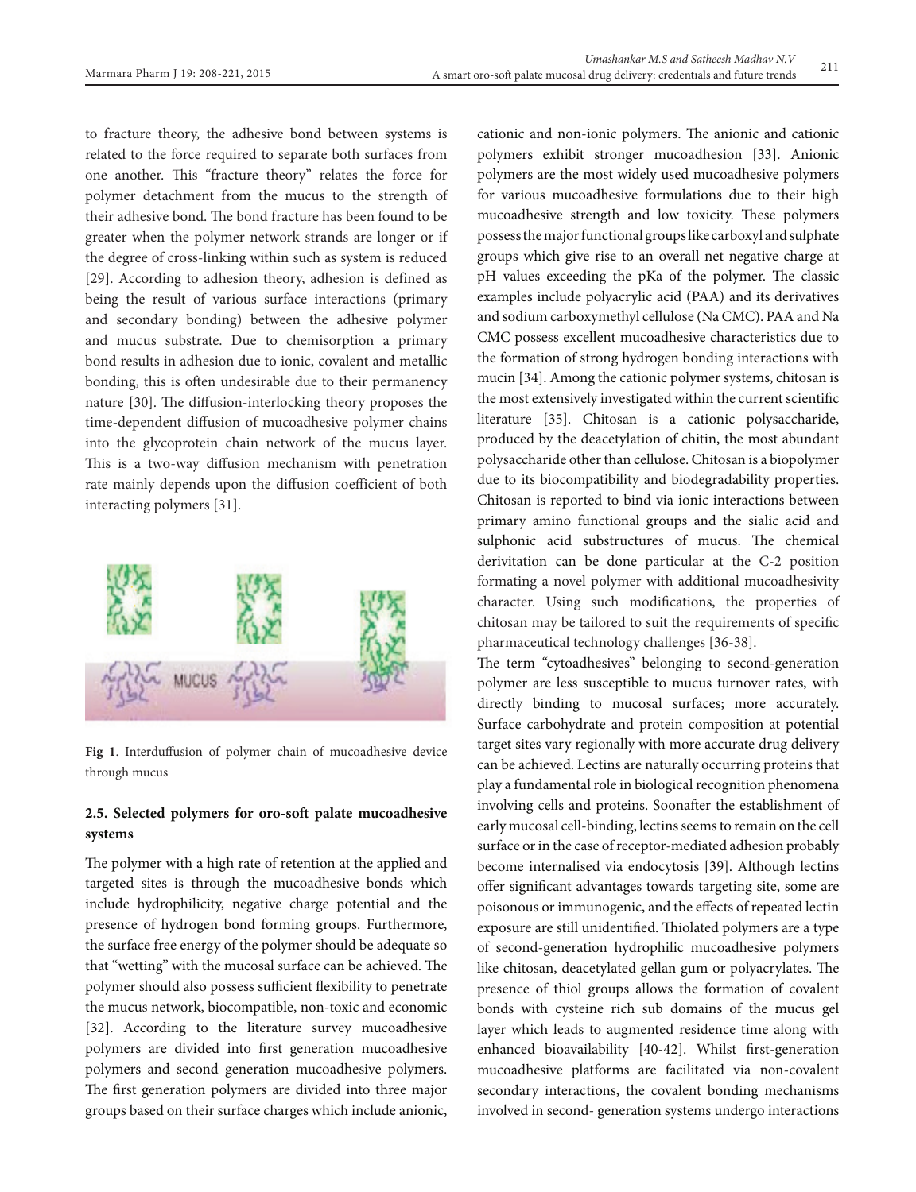to fracture theory, the adhesive bond between systems is related to the force required to separate both surfaces from one another. This "fracture theory" relates the force for polymer detachment from the mucus to the strength of their adhesive bond. The bond fracture has been found to be greater when the polymer network strands are longer or if the degree of cross-linking within such as system is reduced [29]. According to adhesion theory, adhesion is defined as being the result of various surface interactions (primary and secondary bonding) between the adhesive polymer and mucus substrate. Due to chemisorption a primary bond results in adhesion due to ionic, covalent and metallic bonding, this is often undesirable due to their permanency nature [30]. The diffusion-interlocking theory proposes the time-dependent diffusion of mucoadhesive polymer chains into the glycoprotein chain network of the mucus layer. This is a two-way diffusion mechanism with penetration rate mainly depends upon the diffusion coefficient of both interacting polymers [31].

**Fig 1**. Interduffusion of polymer chain of mucoadhesive device through mucus

### 2.5. Selected polymers for oro-soft palate mucoadhesive systems

The polymer with a high rate of retention at the applied and targeted sites is through the mucoadhesive bonds which include hydrophilicity, negative charge potential and the presence of hydrogen bond forming groups. Furthermore, the surface free energy of the polymer should be adequate so that "wetting" with the mucosal surface can be achieved. The polymer should also possess sufficient flexibility to penetrate the mucus network, biocompatible, non-toxic and economic [32]. According to the literature survey mucoadhesive polymers are divided into first generation mucoadhesive polymers and second generation mucoadhesive polymers. The first generation polymers are divided into three major groups based on their surface charges which include anionic, cationic and non-ionic polymers. The anionic and cationic polymers exhibit stronger mucoadhesion [33]. Anionic polymers are the most widely used mucoadhesive polymers for various mucoadhesive formulations due to their high mucoadhesive strength and low toxicity. These polymers possess the major functional groups like carboxyl and sulphate groups which give rise to an overall net negative charge at pH values exceeding the pKa of the polymer. The classic examples include polyacrylic acid (PAA) and its derivatives and sodium carboxymethyl cellulose (Na CMC). PAA and Na CMC possess excellent mucoadhesive characteristics due to the formation of strong hydrogen bonding interactions with mucin [34]. Among the cationic polymer systems, chitosan is the most extensively investigated within the current scientific literature [35]. Chitosan is a cationic polysaccharide, produced by the deacetylation of chitin, the most abundant polysaccharide other than cellulose. Chitosan is a biopolymer due to its biocompatibility and biodegradability properties. Chitosan is reported to bind via ionic interactions between primary amino functional groups and the sialic acid and sulphonic acid substructures of mucus. The chemical derivitation can be done particular at the C-2 position formating a novel polymer with additional mucoadhesivity character. Using such modifications, the properties of chitosan may be tailored to suit the requirements of specific pharmaceutical technology challenges [36-38].

The term "cytoadhesives" belonging to second-generation polymer are less susceptible to mucus turnover rates, with directly binding to mucosal surfaces; more accurately. Surface carbohydrate and protein composition at potential target sites vary regionally with more accurate drug delivery can be achieved. Lectins are naturally occurring proteins that play a fundamental role in biological recognition phenomena involving cells and proteins. Soonafter the establishment of early mucosal cell-binding, lectins seems to remain on the cell surface or in the case of receptor-mediated adhesion probably become internalised via endocytosis [39]. Although lectins offer significant advantages towards targeting site, some are poisonous or immunogenic, and the effects of repeated lectin exposure are still unidentified. Thiolated polymers are a type of second-generation hydrophilic mucoadhesive polymers like chitosan, deacetylated gellan gum or polyacrylates. The presence of thiol groups allows the formation of covalent bonds with cysteine rich sub domains of the mucus gel layer which leads to augmented residence time along with enhanced bioavailability [40-42]. Whilst first-generation mucoadhesive platforms are facilitated via non-covalent secondary interactions, the covalent bonding mechanisms involved in second- generation systems undergo interactions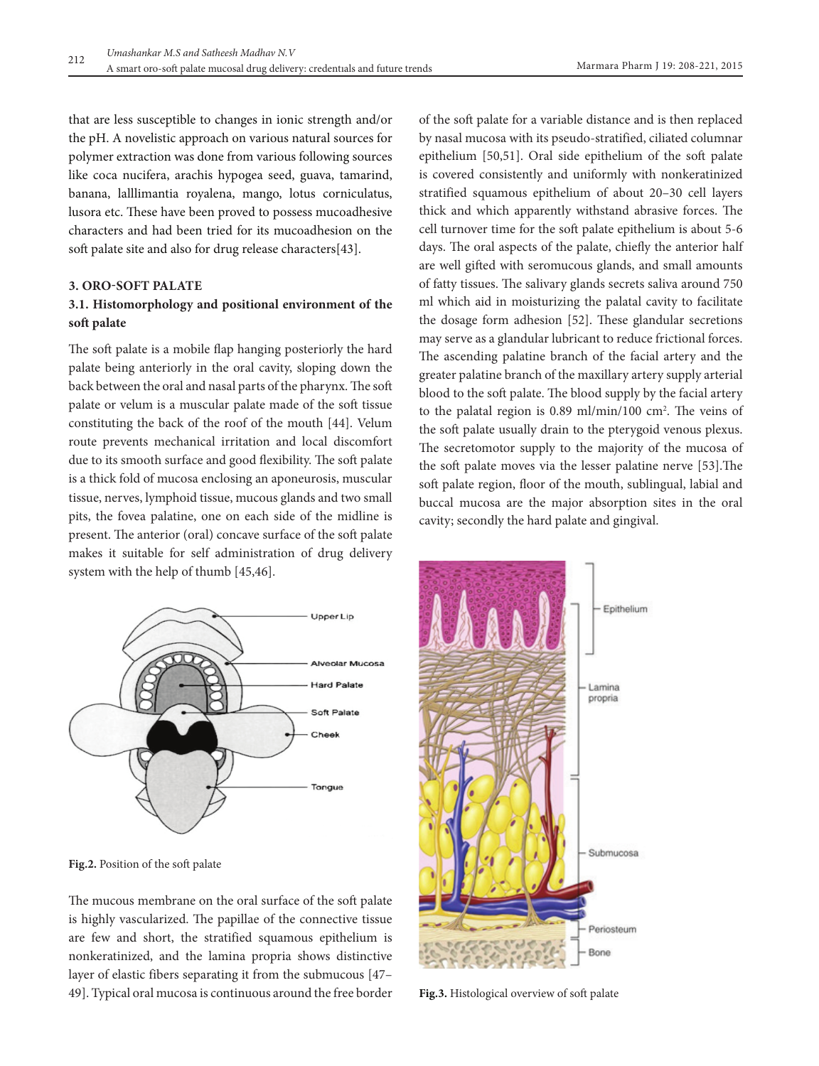that are less susceptible to changes in ionic strength and/or the pH. A novelistic approach on various natural sources for polymer extraction was done from various following sources like coca nucifera, arachis hypogea seed, guava, tamarind, banana, lalllimantia royalena, mango, lotus corniculatus, lusora etc. These have been proved to possess mucoadhesive characters and had been tried for its mucoadhesion on the soft palate site and also for drug release characters[43].

## 3. ORO-SOFT PALATE

### 3.1. Histomorphology and positional environment of the soft palate

The soft palate is a mobile flap hanging posteriorly the hard palate being anteriorly in the oral cavity, sloping down the back between the oral and nasal parts of the pharynx. The soft palate or velum is a muscular palate made of the soft tissue constituting the back of the roof of the mouth [44]. Velum route prevents mechanical irritation and local discomfort due to its smooth surface and good flexibility. The soft palate is a thick fold of mucosa enclosing an aponeurosis, muscular tissue, nerves, lymphoid tissue, mucous glands and two small pits, the fovea palatine, one on each side of the midline is present. The anterior (oral) concave surface of the soft palate makes it suitable for self administration of drug delivery system with the help of thumb [45,46].

**Fig.2.** Position of the soft palate

The mucous membrane on the oral surface of the soft palate is highly vascularized. The papillae of the connective tissue are few and short, the stratified squamous epithelium is nonkeratinized, and the lamina propria shows distinctive layer of elastic fibers separating it from the submucous [47–49]. Typical oral mucosa is continuous around the free border of the soft palate for a variable distance and is then replaced by nasal mucosa with its pseudo-stratified, ciliated columnar epithelium [50,51]. Oral side epithelium of the soft palate is covered consistently and uniformly with nonkeratinized stratified squamous epithelium of about 20–30 cell layers thick and which apparently withstand abrasive forces. The cell turnover time for the soft palate epithelium is about 5-6 days. The oral aspects of the palate, chiefly the anterior half are well gifted with seromucous glands, and small amounts of fatty tissues. The salivary glands secrets saliva around 750 ml which aid in moisturizing the palatal cavity to facilitate the dosage form adhesion [52]. These glandular secretions may serve as a glandular lubricant to reduce frictional forces. The ascending palatine branch of the facial artery and the greater palatine branch of the maxillary artery supply arterial blood to the soft palate. The blood supply by the facial artery to the palatal region is 0.89 ml/min/100 $cm^2$. The veins of the soft palate usually drain to the pterygoid venous plexus. The secretomotor supply to the majority of the mucosa of the soft palate moves via the lesser palatine nerve [53].The soft palate region, floor of the mouth, sublingual, labial and buccal mucosa are the major absorption sites in the oral cavity; secondly the hard palate and gingival.

**Fig.3.** Histological overview of soft palate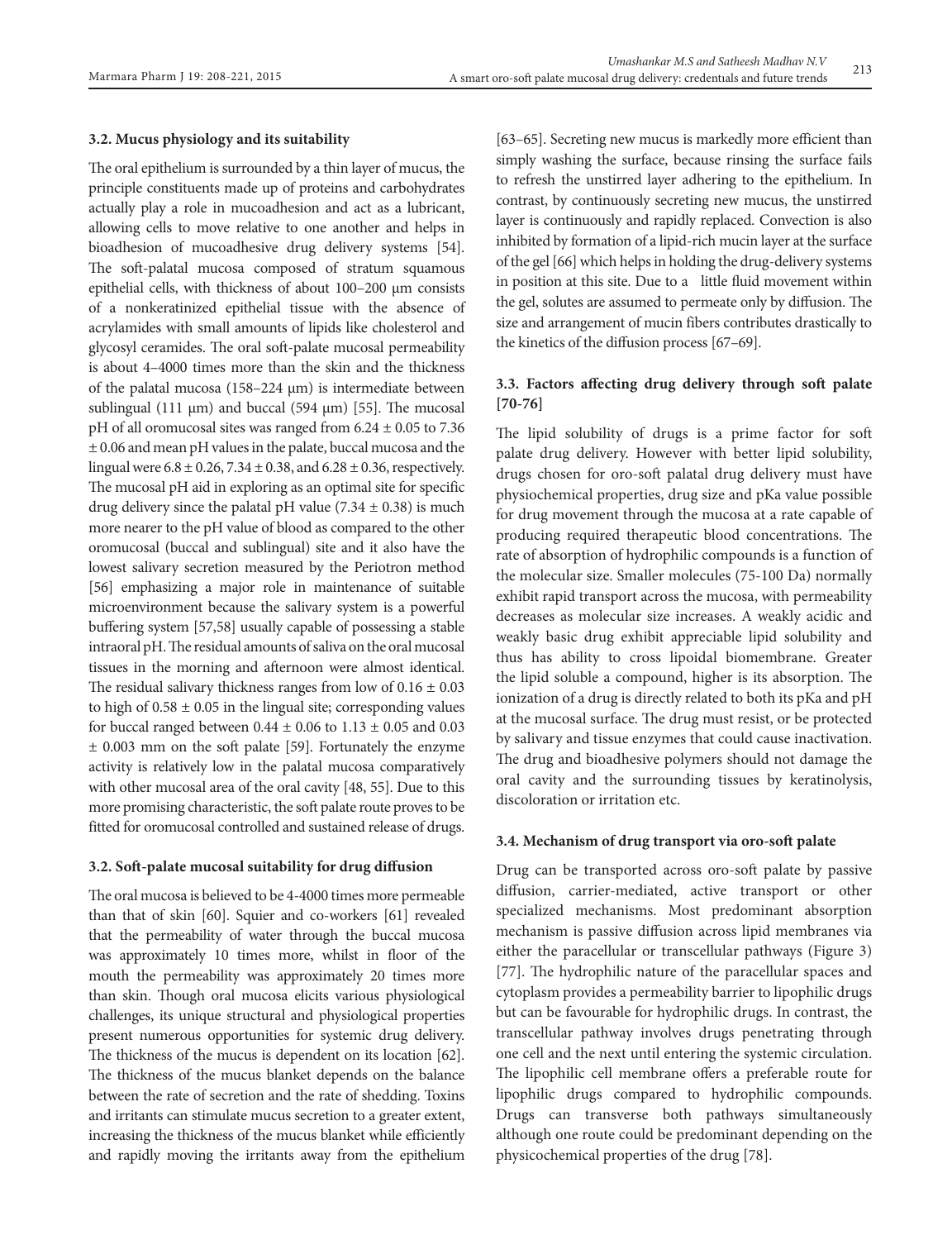### 3.2. Mucus physiology and its suitability

The oral epithelium is surrounded by a thin layer of mucus, the principle constituents made up of proteins and carbohydrates actually play a role in mucoadhesion and act as a lubricant, allowing cells to move relative to one another and helps in bioadhesion of mucoadhesive drug delivery systems [54]. The soft-palatal mucosa composed of stratum squamous epithelial cells, with thickness of about 100–200 μm consists of a nonkeratinized epithelial tissue with the absence of acrylamides with small amounts of lipids like cholesterol and glycosyl ceramides. The oral soft-palate mucosal permeability is about 4–4000 times more than the skin and the thickness of the palatal mucosa (158–224 μm) is intermediate between sublingual (111 μm) and buccal (594 μm) [55]. The mucosal pH of all oromucosal sites was ranged from 6.24 ± 0.05 to 7.36 ± 0.06 and mean pH values in the palate, buccal mucosa and the lingual were 6.8 ± 0.26, 7.34 ± 0.38, and 6.28 ± 0.36, respectively. The mucosal pH aid in exploring as an optimal site for specific drug delivery since the palatal pH value (7.34 ± 0.38) is much more nearer to the pH value of blood as compared to the other oromucosal (buccal and sublingual) site and it also have the lowest salivary secretion measured by the Periotron method [56] emphasizing a major role in maintenance of suitable microenvironment because the salivary system is a powerful buffering system [57,58] usually capable of possessing a stable intraoral pH. The residual amounts of saliva on the oral mucosal tissues in the morning and afternoon were almost identical. The residual salivary thickness ranges from low of 0.16 ± 0.03 to high of 0.58 ± 0.05 in the lingual site; corresponding values for buccal ranged between 0.44 ± 0.06 to 1.13 ± 0.05 and 0.03 ± 0.003 mm on the soft palate [59]. Fortunately the enzyme activity is relatively low in the palatal mucosa comparatively with other mucosal area of the oral cavity [48, 55]. Due to this more promising characteristic, the soft palate route proves to be fitted for oromucosal controlled and sustained release of drugs.

### 3.2. Soft-palate mucosal suitability for drug diffusion

The oral mucosa is believed to be 4-4000 times more permeable than that of skin [60]. Squier and co-workers [61] revealed that the permeability of water through the buccal mucosa was approximately 10 times more, whilst in floor of the mouth the permeability was approximately 20 times more than skin. Though oral mucosa elicits various physiological challenges, its unique structural and physiological properties present numerous opportunities for systemic drug delivery. The thickness of the mucus is dependent on its location [62]. The thickness of the mucus blanket depends on the balance between the rate of secretion and the rate of shedding. Toxins and irritants can stimulate mucus secretion to a greater extent, increasing the thickness of the mucus blanket while efficiently and rapidly moving the irritants away from the epithelium [63–65]. Secreting new mucus is markedly more efficient than simply washing the surface, because rinsing the surface fails to refresh the unstirred layer adhering to the epithelium. In contrast, by continuously secreting new mucus, the unstirred layer is continuously and rapidly replaced. Convection is also inhibited by formation of a lipid-rich mucin layer at the surface of the gel [66] which helps in holding the drug-delivery systems in position at this site. Due to a little fluid movement within the gel, solutes are assumed to permeate only by diffusion. The size and arrangement of mucin fibers contributes drastically to the kinetics of the diffusion process [67–69].

### 3.3. Factors affecting drug delivery through soft palate [70-76]

The lipid solubility of drugs is a prime factor for soft palate drug delivery. However with better lipid solubility, drugs chosen for oro-soft palatal drug delivery must have physiochemical properties, drug size and pKa value possible for drug movement through the mucosa at a rate capable of producing required therapeutic blood concentrations. The rate of absorption of hydrophilic compounds is a function of the molecular size. Smaller molecules (75-100 Da) normally exhibit rapid transport across the mucosa, with permeability decreases as molecular size increases. A weakly acidic and weakly basic drug exhibit appreciable lipid solubility and thus has ability to cross lipoidal biomembrane. Greater the lipid soluble a compound, higher is its absorption. The ionization of a drug is directly related to both its pKa and pH at the mucosal surface. The drug must resist, or be protected by salivary and tissue enzymes that could cause inactivation. The drug and bioadhesive polymers should not damage the oral cavity and the surrounding tissues by keratinolysis, discoloration or irritation etc.

### 3.4. Mechanism of drug transport via oro-soft palate

Drug can be transported across oro-soft palate by passive diffusion, carrier-mediated, active transport or other specialized mechanisms. Most predominant absorption mechanism is passive diffusion across lipid membranes via either the paracellular or transcellular pathways (Figure 3) [77]. The hydrophilic nature of the paracellular spaces and cytoplasm provides a permeability barrier to lipophilic drugs but can be favourable for hydrophilic drugs. In contrast, the transcellular pathway involves drugs penetrating through one cell and the next until entering the systemic circulation. The lipophilic cell membrane offers a preferable route for lipophilic drugs compared to hydrophilic compounds. Drugs can transverse both pathways simultaneously although one route could be predominant depending on the physicochemical properties of the drug [78].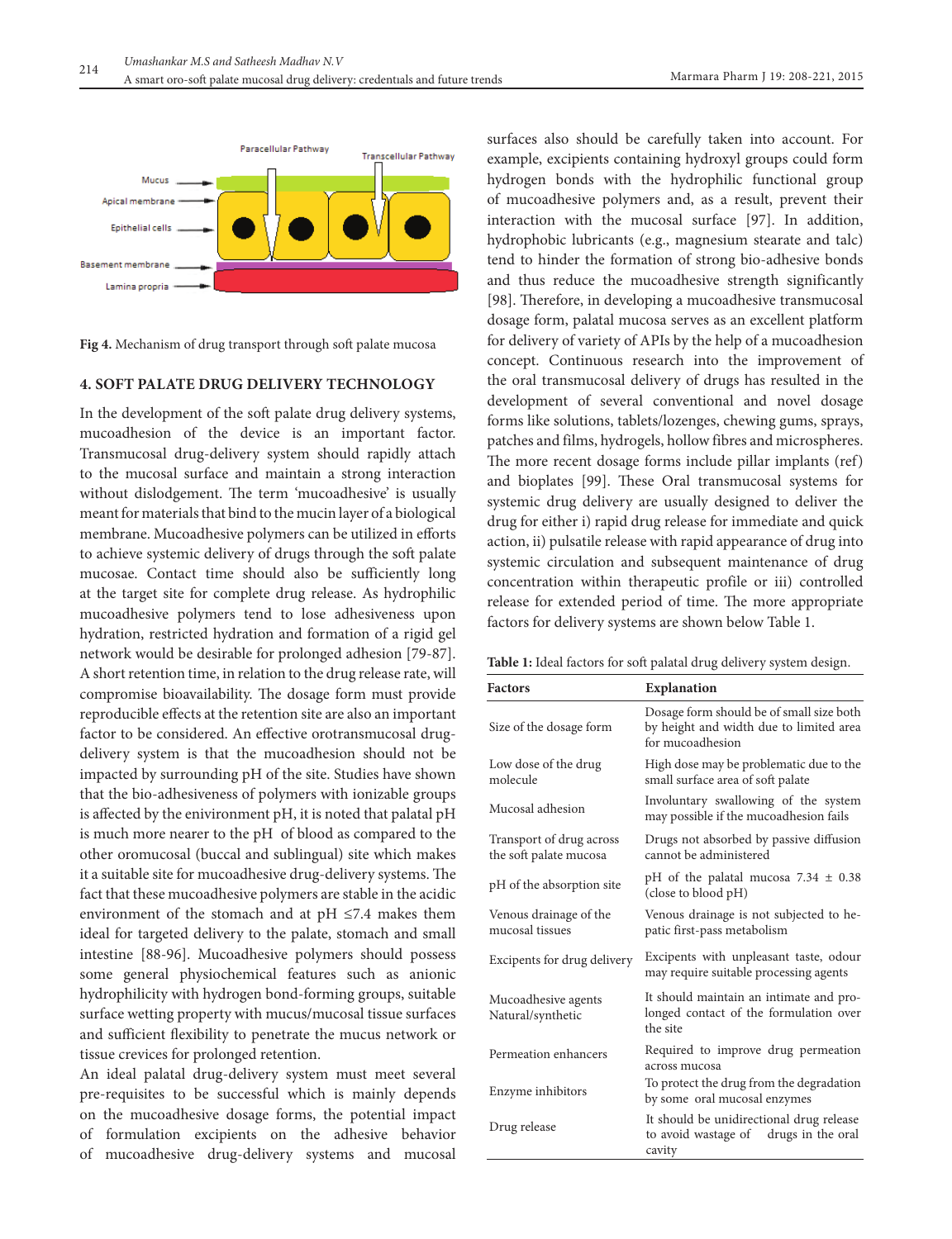Fig 4. Mechanism of drug transport through soft palate mucosa

## 4. SOFT PALATE DRUG DELIVERY TECHNOLOGY

In the development of the soft palate drug delivery systems, mucoadhesion of the device is an important factor. Transmucosal drug-delivery system should rapidly attach to the mucosal surface and maintain a strong interaction without dislodgement. The term 'mucoadhesive' is usually meant for materials that bind to the mucin layer of a biological membrane. Mucoadhesive polymers can be utilized in efforts to achieve systemic delivery of drugs through the soft palate mucosae. Contact time should also be sufficiently long at the target site for complete drug release. As hydrophilic mucoadhesive polymers tend to lose adhesiveness upon hydration, restricted hydration and formation of a rigid gel network would be desirable for prolonged adhesion [79-87]. A short retention time, in relation to the drug release rate, will compromise bioavailability. The dosage form must provide reproducible effects at the retention site are also an important factor to be considered. An effective orotransmucosal drug-delivery system is that the mucoadhesion should not be impacted by surrounding pH of the site. Studies have shown that the bio-adhesiveness of polymers with ionizable groups is affected by the environment pH, it is noted that palatal pH is much more nearer to the pH of blood as compared to the other oromucosal (buccal and sublingual) site which makes it a suitable site for mucoadhesive drug-delivery systems. The fact that these mucoadhesive polymers are stable in the acidic environment of the stomach and at pH ≤7.4 makes them ideal for targeted delivery to the palate, stomach and small intestine [88-96]. Mucoadhesive polymers should possess some general physiochemical features such as anionic hydrophilicity with hydrogen bond-forming groups, suitable surface wetting property with mucus/mucosal tissue surfaces and sufficient flexibility to penetrate the mucus network or tissue crevices for prolonged retention.

An ideal palatal drug-delivery system must meet several pre-requisites to be successful which is mainly depends on the mucoadhesive dosage forms, the potential impact of formulation excipients on the adhesive behavior of mucoadhesive drug-delivery systems and mucosal surfaces also should be carefully taken into account. For example, excipients containing hydroxyl groups could form hydrogen bonds with the hydrophilic functional group of mucoadhesive polymers and, as a result, prevent their interaction with the mucosal surface [97]. In addition, hydrophobic lubricants (e.g., magnesium stearate and talc) tend to hinder the formation of strong bio-adhesive bonds and thus reduce the mucoadhesive strength significantly [98]. Therefore, in developing a mucoadhesive transmucosal dosage form, palatal mucosa serves as an excellent platform for delivery of variety of APIs by the help of a mucoadhesion concept. Continuous research into the improvement of the oral transmucosal delivery of drugs has resulted in the development of several conventional and novel dosage forms like solutions, tablets/lozenges, chewing gums, sprays, patches and films, hydrogels, hollow fibres and microspheres. The more recent dosage forms include pillar implants (ref) and bioplates [99]. These Oral transmucosal systems for systemic drug delivery are usually designed to deliver the drug for either i) rapid drug release for immediate and quick action, ii) pulsatile release with rapid appearance of drug into systemic circulation and subsequent maintenance of drug concentration within therapeutic profile or iii) controlled release for extended period of time. The more appropriate factors for delivery systems are shown below Table 1.

**Table 1:** Ideal factors for soft palatal drug delivery system design.

| Factors | Explanation |
|---|---|
| Size of the dosage form | Dosage form should be of small size both by height and width due to limited area for mucoadhesion |
| Low dose of the drug molecule | High dose may be problematic due to the small surface area of soft palate |
| Mucosal adhesion | Involuntary swallowing of the system may possible if the mucoadhesion fails |
| Transport of drug across the soft palate mucosa | Drugs not absorbed by passive diffusion cannot be administered |
| pH of the absorption site | pH of the palatal mucosa 7.34 ± 0.38 (close to blood pH) |
| Venous drainage of the mucosal tissues | Venous drainage is not subjected to hepatic first-pass metabolism |
| Excipents for drug delivery | Excipents with unpleasant taste, odour may require suitable processing agents |
| Mucoadhesive agents Natural/synthetic | It should maintain an intimate and prolonged contact of the formulation over the site |
| Permeation enhancers | Required to improve drug permeation across mucosa |
| Enzyme inhibitors | To protect the drug from the degradation by some oral mucosal enzymes |
| Drug release | It should be unidirectional drug release to avoid wastage of drugs in the oral cavity |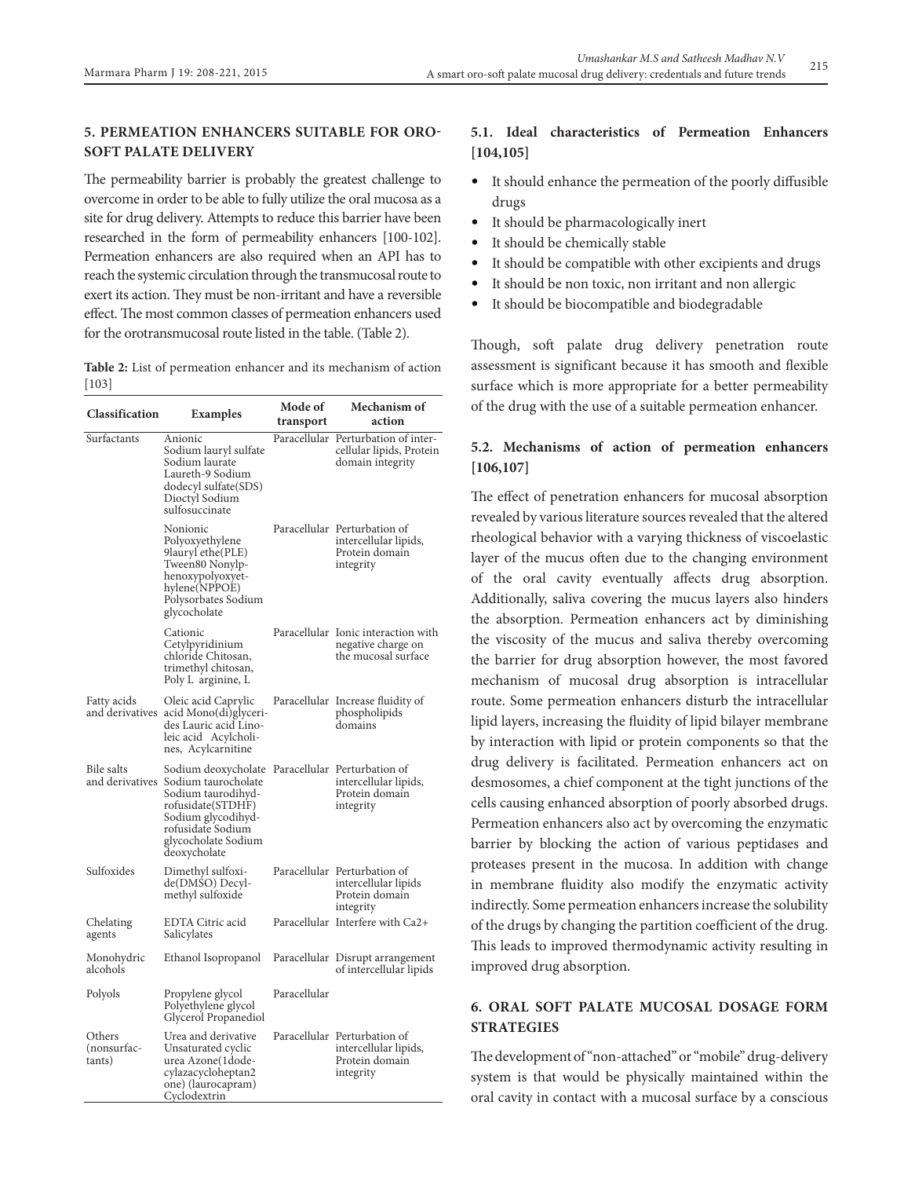## 5. PERMEATION ENHANCERS SUITABLE FOR ORO-SOFT PALATE DELIVERY

The permeability barrier is probably the greatest challenge to overcome in order to be able to fully utilize the oral mucosa as a site for drug delivery. Attempts to reduce this barrier have been researched in the form of permeability enhancers [100-102]. Permeation enhancers are also required when an API has to reach the systemic circulation through the transmucosal route to exert its action. They must be non-irritant and have a reversible effect. The most common classes of permeation enhancers used for the orotransmucosal route listed in the table. (Table 2).

**Table 2:** List of permeation enhancer and its mechanism of action [103]

| Classification | Examples | Mode of transport | Mechanism of action |
|---|---|---|---|
| Surfactants | Anionic Sodium lauryl sulfate Sodium laurate Laureth-9 Sodium dodecyl sulfate(SDS) Dioctyl Sodium sulfosuccinate | Paracellular | Perturbation of intercellular lipids, Protein domain integrity |
| | Nonionic Polyoxyethylene 9lauryl ethe(PLE) Tween80 Nonylphenoxypolyoxyethylene(NPPOE) Polysorbates Sodium glycocholate | Paracellular | Perturbation of intercellular lipids, Protein domain integrity |
| | Cationic Cetylpyridinium chloride Chitosan, trimethyl chitosan, Poly L arginine, L | Paracellular | Ionic interaction with negative charge on the mucosal surface |
| Fatty acids and derivatives | Oleic acid Caprylic acid Mono(di)glycerides Lauric acid Linoleic acid Acylcholines, Acylcarnitine | Paracellular | Increase fluidity of phospholipids domains |
| Bile salts and derivatives | Sodium deoxycholate Sodium taurocholate Sodium taurodihydrofusidate(STDHF) Sodium glycodihydrofusidate Sodium glycocholate Sodium deoxycholate | Paracellular | Perturbation of intercellular lipids, Protein domain integrity |
| Sulfoxides | Dimethyl sulfoxide(DMSO) Decylmethyl sulfoxide | Paracellular | Perturbation of intercellular lipids Protein domain integrity |
| Chelating agents | EDTA Citric acid Salicylates | Paracellular | Interfere with Ca2+ |
| Monohydric alcohols | Ethanol Isopropanol | Paracellular | Disrupt arrangement of intercellular lipids |
| Polyols | Propylene glycol Polyethylene glycol Glycerol Propanediol | Paracellular | |
| Others (nonsurfactants) | Urea and derivative Unsaturated cyclic urea Azone(1dodecylazacycloheptan2 one) (laurocapram) Cyclodextrin | Paracellular | Perturbation of intercellular lipids, Protein domain integrity |

### 5.1. Ideal characteristics of Permeation Enhancers [104,105]

- It should enhance the permeation of the poorly diffusible drugs
- It should be pharmacologically inert
- It should be chemically stable
- It should be compatible with other excipients and drugs
- It should be non toxic, non irritant and non allergic
- It should be biocompatible and biodegradable

Though, soft palate drug delivery penetration route assessment is significant because it has smooth and flexible surface which is more appropriate for a better permeability of the drug with the use of a suitable permeation enhancer.

### 5.2. Mechanisms of action of permeation enhancers [106,107]

The effect of penetration enhancers for mucosal absorption revealed by various literature sources revealed that the altered rheological behavior with a varying thickness of viscoelastic layer of the mucus often due to the changing environment of the oral cavity eventually affects drug absorption. Additionally, saliva covering the mucus layers also hinders the absorption. Permeation enhancers act by diminishing the viscosity of the mucus and saliva thereby overcoming the barrier for drug absorption however, the most favored mechanism of mucosal drug absorption is intracellular route. Some permeation enhancers disturb the intracellular lipid layers, increasing the fluidity of lipid bilayer membrane by interaction with lipid or protein components so that the drug delivery is facilitated. Permeation enhancers act on desmosomes, a chief component at the tight junctions of the cells causing enhanced absorption of poorly absorbed drugs. Permeation enhancers also act by overcoming the enzymatic barrier by blocking the action of various peptidases and proteases present in the mucosa. In addition with change in membrane fluidity also modify the enzymatic activity indirectly. Some permeation enhancers increase the solubility of the drugs by changing the partition coefficient of the drug. This leads to improved thermodynamic activity resulting in improved drug absorption.

## 6. ORAL SOFT PALATE MUCOSAL DOSAGE FORM STRATEGIES

The development of "non-attached" or "mobile" drug-delivery system is that would be physically maintained within the oral cavity in contact with a mucosal surface by a conscious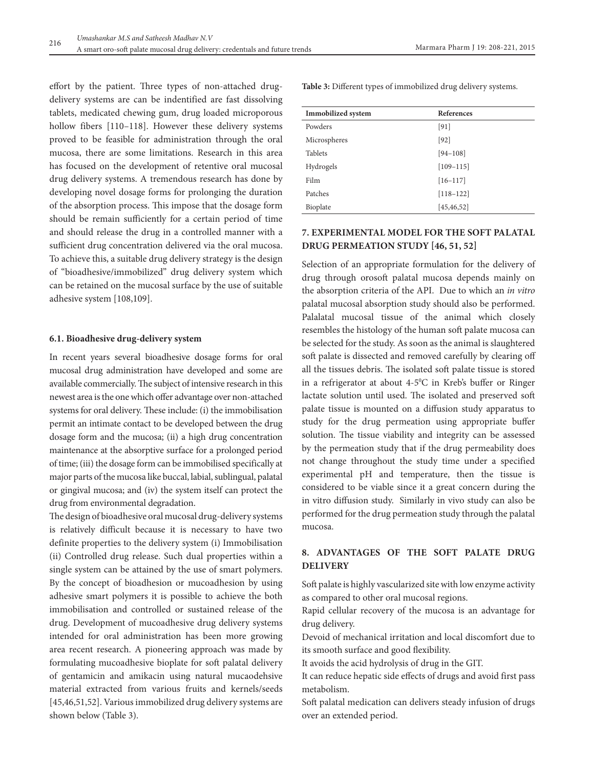effort by the patient. Three types of non-attached drug-delivery systems are can be indentified are fast dissolving tablets, medicated chewing gum, drug loaded microporous hollow fibers [110–118]. However these delivery systems proved to be feasible for administration through the oral mucosa, there are some limitations. Research in this area has focused on the development of retentive oral mucosal drug delivery systems. A tremendous research has done by developing novel dosage forms for prolonging the duration of the absorption process. This impose that the dosage form should be remain sufficiently for a certain period of time and should release the drug in a controlled manner with a sufficient drug concentration delivered via the oral mucosa. To achieve this, a suitable drug delivery strategy is the design of "bioadhesive/immobilized" drug delivery system which can be retained on the mucosal surface by the use of suitable adhesive system [108,109].

### 6.1. Bioadhesive drug-delivery system

In recent years several bioadhesive dosage forms for oral mucosal drug administration have developed and some are available commercially. The subject of intensive research in this newest area is the one which offer advantage over non-attached systems for oral delivery. These include: (i) the immobilisation permit an intimate contact to be developed between the drug dosage form and the mucosa; (ii) a high drug concentration maintenance at the absorptive surface for a prolonged period of time; (iii) the dosage form can be immobilised specifically at major parts of the mucosa like buccal, labial, sublingual, palatal or gingival mucosa; and (iv) the system itself can protect the drug from environmental degradation.

The design of bioadhesive oral mucosal drug-delivery systems is relatively difficult because it is necessary to have two definite properties to the delivery system (i) Immobilisation (ii) Controlled drug release. Such dual properties within a single system can be attained by the use of smart polymers. By the concept of bioadhesion or mucoadhesion by using adhesive smart polymers it is possible to achieve the both immobilisation and controlled or sustained release of the drug. Development of mucoadhesive drug delivery systems intended for oral administration has been more growing area recent research. A pioneering approach was made by formulating mucoadhesive bioplate for soft palatal delivery of gentamicin and amikacin using natural mucaodehsive material extracted from various fruits and kernels/seeds [45,46,51,52]. Various immobilized drug delivery systems are shown below (Table 3).

**Table 3:** Different types of immobilized drug delivery systems.

| Immobilized system | References |
| --- | --- |
| Powders | [91] |
| Microspheres | [92] |
| Tablets | [94–108] |
| Hydrogels | [109–115] |
| Film | [16–117] |
| Patches | [118–122] |
| Bioplate | [45,46,52] |

## 7. EXPERIMENTAL MODEL FOR THE SOFT PALATAL DRUG PERMEATION STUDY [46, 51, 52]

Selection of an appropriate formulation for the delivery of drug through orosoft palatal mucosa depends mainly on the absorption criteria of the API. Due to which an *in vitro* palatal mucosal absorption study should also be performed. Palalatal mucosal tissue of the animal which closely resembles the histology of the human soft palate mucosa can be selected for the study. As soon as the animal is slaughtered soft palate is dissected and removed carefully by clearing off all the tissues debris. The isolated soft palate tissue is stored in a refrigerator at about 4-5$^{0}$C in Kreb's buffer or Ringer lactate solution until used. The isolated and preserved soft palate tissue is mounted on a diffusion study apparatus to study for the drug permeation using appropriate buffer solution. The tissue viability and integrity can be assessed by the permeation study that if the drug permeability does not change throughout the study time under a specified experimental pH and temperature, then the tissue is considered to be viable since it a great concern during the in vitro diffusion study. Similarly in vivo study can also be performed for the drug permeation study through the palatal mucosa.

## 8. ADVANTAGES OF THE SOFT PALATE DRUG DELIVERY

Soft palate is highly vascularized site with low enzyme activity as compared to other oral mucosal regions.

Rapid cellular recovery of the mucosa is an advantage for drug delivery.

Devoid of mechanical irritation and local discomfort due to its smooth surface and good flexibility.

It avoids the acid hydrolysis of drug in the GIT.

It can reduce hepatic side effects of drugs and avoid first pass metabolism.

Soft palatal medication can delivers steady infusion of drugs over an extended period.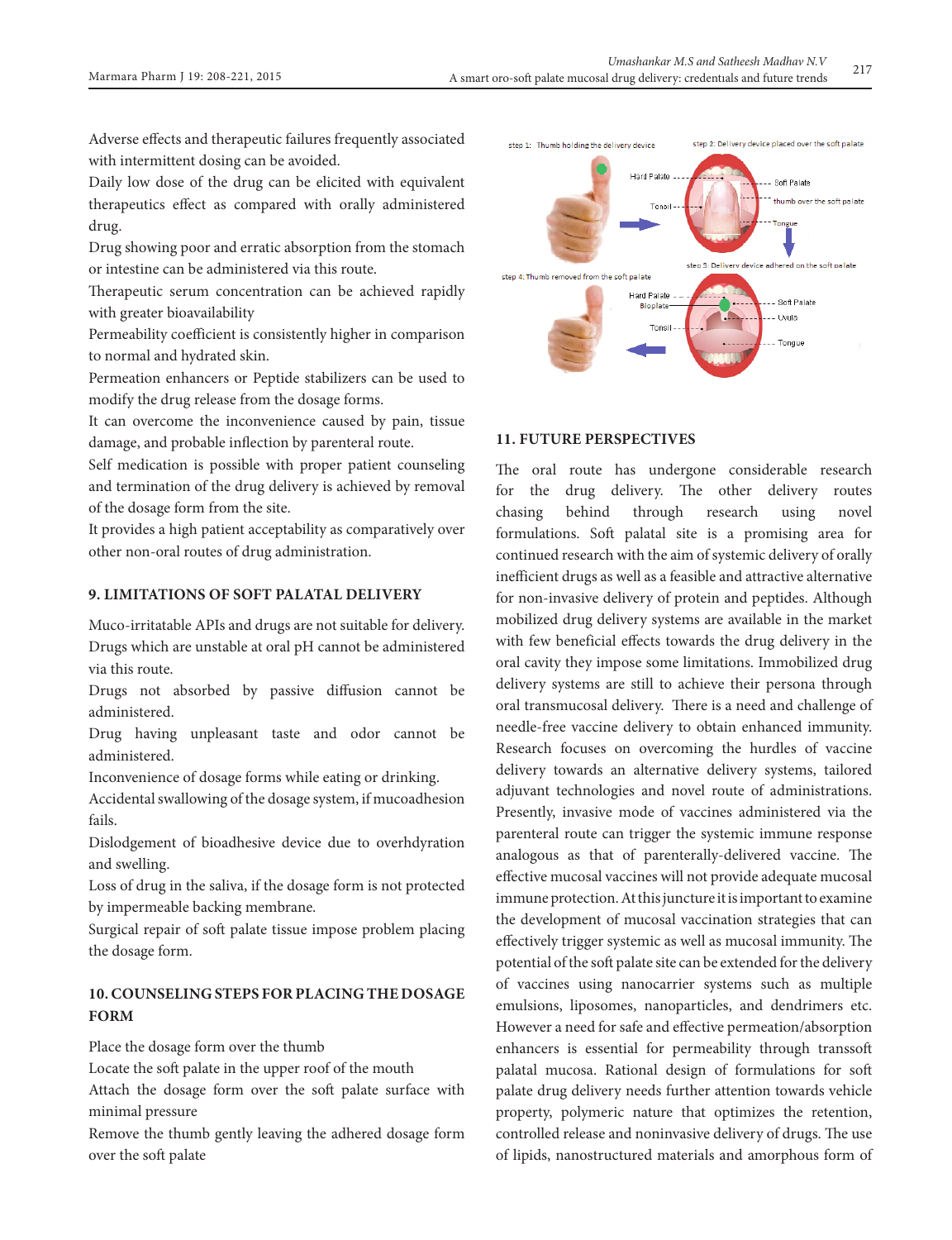Adverse effects and therapeutic failures frequently associated with intermittent dosing can be avoided.

Daily low dose of the drug can be elicited with equivalent therapeutics effect as compared with orally administered drug.

Drug showing poor and erratic absorption from the stomach or intestine can be administered via this route.

Therapeutic serum concentration can be achieved rapidly with greater bioavailability

Permeability coefficient is consistently higher in comparison to normal and hydrated skin.

Permeation enhancers or Peptide stabilizers can be used to modify the drug release from the dosage forms.

It can overcome the inconvenience caused by pain, tissue damage, and probable inflection by parenteral route.

Self medication is possible with proper patient counseling and termination of the drug delivery is achieved by removal of the dosage form from the site.

It provides a high patient acceptability as comparatively over other non-oral routes of drug administration.

## 9. LIMITATIONS OF SOFT PALATAL DELIVERY

Muco-irritatable APIs and drugs are not suitable for delivery.

Drugs which are unstable at oral pH cannot be administered via this route.

Drugs not absorbed by passive diffusion cannot be administered.

Drug having unpleasant taste and odor cannot be administered.

Inconvenience of dosage forms while eating or drinking.

Accidental swallowing of the dosage system, if mucoadhesion fails.

Dislodgement of bioadhesive device due to overhdyration and swelling.

Loss of drug in the saliva, if the dosage form is not protected by impermeable backing membrane.

Surgical repair of soft palate tissue impose problem placing the dosage form.

## 10. COUNSELING STEPS FOR PLACING THE DOSAGE FORM

Place the dosage form over the thumb

Locate the soft palate in the upper roof of the mouth

Attach the dosage form over the soft palate surface with minimal pressure

Remove the thumb gently leaving the adhered dosage form over the soft palate

step 1: Thumb holding the delivery device; step 2: Delivery device placed over the soft palate; step 3: Delivery device adhered on the soft palate; step 4: Thumb removed from the soft palate

## 11. FUTURE PERSPECTIVES

The oral route has undergone considerable research for the drug delivery. The other delivery routes chasing behind through research using novel formulations. Soft palatal site is a promising area for continued research with the aim of systemic delivery of orally inefficient drugs as well as a feasible and attractive alternative for non-invasive delivery of protein and peptides. Although mobilized drug delivery systems are available in the market with few beneficial effects towards the drug delivery in the oral cavity they impose some limitations. Immobilized drug delivery systems are still to achieve their persona through oral transmucosal delivery. There is a need and challenge of needle-free vaccine delivery to obtain enhanced immunity. Research focuses on overcoming the hurdles of vaccine delivery towards an alternative delivery systems, tailored adjuvant technologies and novel route of administrations. Presently, invasive mode of vaccines administered via the parenteral route can trigger the systemic immune response analogous as that of parenterally-delivered vaccine. The effective mucosal vaccines will not provide adequate mucosal immune protection. At this juncture it is important to examine the development of mucosal vaccination strategies that can effectively trigger systemic as well as mucosal immunity. The potential of the soft palate site can be extended for the delivery of vaccines using nanocarrier systems such as multiple emulsions, liposomes, nanoparticles, and dendrimers etc. However a need for safe and effective permeation/absorption enhancers is essential for permeability through transsoft palatal mucosa. Rational design of formulations for soft palate drug delivery needs further attention towards vehicle property, polymeric nature that optimizes the retention, controlled release and noninvasive delivery of drugs. The use of lipids, nanostructured materials and amorphous form of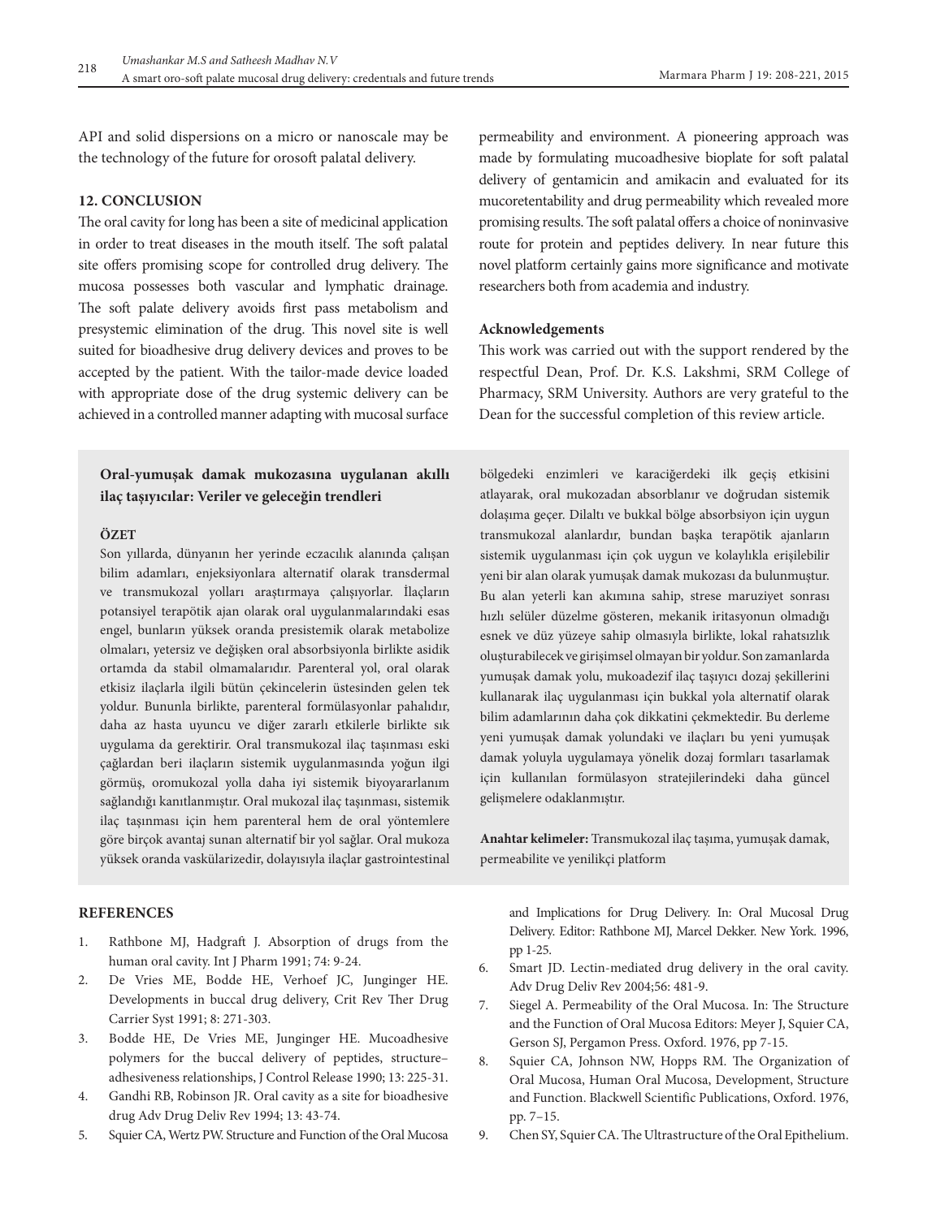API and solid dispersions on a micro or nanoscale may be the technology of the future for orosoft palatal delivery.

## 12. CONCLUSION

The oral cavity for long has been a site of medicinal application in order to treat diseases in the mouth itself. The soft palatal site offers promising scope for controlled drug delivery. The mucosa possesses both vascular and lymphatic drainage. The soft palate delivery avoids first pass metabolism and presystemic elimination of the drug. This novel site is well suited for bioadhesive drug delivery devices and proves to be accepted by the patient. With the tailor-made device loaded with appropriate dose of the drug systemic delivery can be achieved in a controlled manner adapting with mucosal surface permeability and environment. A pioneering approach was made by formulating mucoadhesive bioplate for soft palatal delivery of gentamicin and amikacin and evaluated for its mucoretentability and drug permeability which revealed more promising results. The soft palatal offers a choice of noninvasive route for protein and peptides delivery. In near future this novel platform certainly gains more significance and motivate researchers both from academia and industry.

### Acknowledgements

This work was carried out with the support rendered by the respectful Dean, Prof. Dr. K.S. Lakshmi, SRM College of Pharmacy, SRM University. Authors are very grateful to the Dean for the successful completion of this review article.

**Oral-yumuşak damak mukozasına uygulanan akıllı ilaç taşıyıcılar: Veriler ve geleceğin trendleri**

**ÖZET**

Son yıllarda, dünyanın her yerinde eczacılık alanında çalışan bilim adamları, enjeksiyonlara alternatif olarak transdermal ve transmukozal yolları araştırmaya çalışıyorlar. İlaçların potansiyel terapötik ajan olarak oral uygulanmalarındaki esas engel, bunların yüksek oranda presistemik olarak metabolize olmaları, yetersiz ve değişken oral absorbsiyonla birlikte asidik ortamda da stabil olmamalarıdır. Parenteral yol, oral olarak etkisiz ilaçlarla ilgili bütün çekincelerin üstesinden gelen tek yoldur. Bununla birlikte, parenteral formülasyonlar pahalıdır, daha az hasta uyuncu ve diğer zararlı etkilerle birlikte sık uygulama da gerektirir. Oral transmukozal ilaç taşınması eski çağlardan beri ilaçların sistemik uygulanmasında yoğun ilgi görmüş, oromukozal yolla daha iyi sistemik biyoyararlanım sağlandığı kanıtlanmıştır. Oral mukozal ilaç taşınması, sistemik ilaç taşınması için hem parenteral hem de oral yöntemlere göre birçok avantaj sunan alternatif bir yol sağlar. Oral mukoza yüksek oranda vaskülarizedir, dolayısıyla ilaçlar gastrointestinal bölgedeki enzimleri ve karaciğerdeki ilk geçiş etkisini atlayarak, oral mukozadan absorblanır ve doğrudan sistemik dolaşıma geçer. Dilaltı ve bukkal bölge absorbsiyon için uygun transmukozal alanlardır, bundan başka terapötik ajanların sistemik uygulanması için çok uygun ve kolaylıkla erişilebilir yeni bir alan olarak yumuşak damak mukozası da bulunmuştur. Bu alan yeterli kan akımına sahip, strese maruziyet sonrası hızlı selüler düzelme gösteren, mekanik iritasyonun olmadığı esnek ve düz yüzeye sahip olmasıyla birlikte, lokal rahatsızlık oluşturabilecek ve girişimsel olmayan bir yoldur. Son zamanlarda yumuşak damak yolu, mukoadezif ilaç taşıyıcı dozaj şekillerini kullanarak ilaç uygulanması için bukkal yola alternatif olarak bilim adamlarının daha çok dikkatini çekmektedir. Bu derleme yeni yumuşak damak yolundaki ve ilaçları bu yeni yumuşak damak yoluyla uygulamaya yönelik dozaj formları tasarlamak için kullanılan formülasyon stratejilerindeki daha güncel gelişmelere odaklanmıştır.

**Anahtar kelimeler:** Transmukozal ilaç taşıma, yumuşak damak, permeabilite ve yenilikçi platform

### REFERENCES

1. Rathbone MJ, Hadgraft J. Absorption of drugs from the human oral cavity. Int J Pharm 1991; 74: 9-24.
2. De Vries ME, Bodde HE, Verhoef JC, Junginger HE. Developments in buccal drug delivery, Crit Rev Ther Drug Carrier Syst 1991; 8: 271-303.
3. Bodde HE, De Vries ME, Junginger HE. Mucoadhesive polymers for the buccal delivery of peptides, structure–adhesiveness relationships, J Control Release 1990; 13: 225-31.
4. Gandhi RB, Robinson JR. Oral cavity as a site for bioadhesive drug Adv Drug Deliv Rev 1994; 13: 43-74.
5. Squier CA, Wertz PW. Structure and Function of the Oral Mucosa and Implications for Drug Delivery. In: Oral Mucosal Drug Delivery. Editor: Rathbone MJ, Marcel Dekker. New York. 1996, pp 1-25.
6. Smart JD. Lectin-mediated drug delivery in the oral cavity. Adv Drug Deliv Rev 2004;56: 481-9.
7. Siegel A. Permeability of the Oral Mucosa. In: The Structure and the Function of Oral Mucosa Editors: Meyer J, Squier CA, Gerson SJ, Pergamon Press. Oxford. 1976, pp 7-15.
8. Squier CA, Johnson NW, Hopps RM. The Organization of Oral Mucosa, Human Oral Mucosa, Development, Structure and Function. Blackwell Scientific Publications, Oxford. 1976, pp. 7–15.
9. Chen SY, Squier CA. The Ultrastructure of the Oral Epithelium.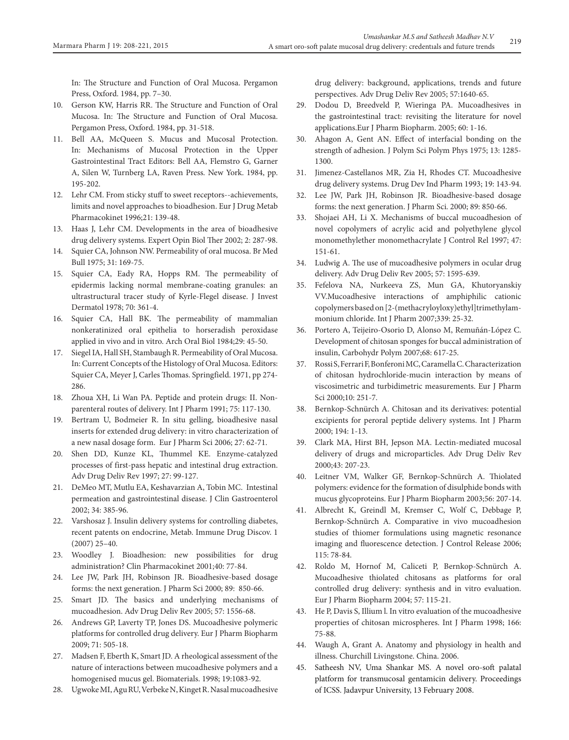In: The Structure and Function of Oral Mucosa. Pergamon Press, Oxford. 1984, pp. 7–30.

10. Gerson KW, Harris RR. The Structure and Function of Oral Mucosa. In: The Structure and Function of Oral Mucosa. Pergamon Press, Oxford. 1984, pp. 31-518.
11. Bell AA, McQueen S. Mucus and Mucosal Protection. In: Mechanisms of Mucosal Protection in the Upper Gastrointestinal Tract Editors: Bell AA, Flemstro G, Garner A, Silen W, Turnberg LA, Raven Press. New York. 1984, pp. 195-202.
12. Lehr CM. From sticky stuff to sweet receptors--achievements, limits and novel approaches to bioadhesion. Eur J Drug Metab Pharmacokinet 1996;21: 139-48.
13. Haas J, Lehr CM. Developments in the area of bioadhesive drug delivery systems. Expert Opin Biol Ther 2002; 2: 287-98.
14. Squier CA, Johnson NW. Permeability of oral mucosa. Br Med Bull 1975; 31: 169-75.
15. Squier CA, Eady RA, Hopps RM. The permeability of epidermis lacking normal membrane-coating granules: an ultrastructural tracer study of Kyrle-Flegel disease. J Invest Dermatol 1978; 70: 361-4.
16. Squier CA, Hall BK. The permeability of mammalian nonkeratinized oral epithelia to horseradish peroxidase applied in vivo and in vitro. Arch Oral Biol 1984;29: 45-50.
17. Siegel IA, Hall SH, Stambaugh R. Permeability of Oral Mucosa. In: Current Concepts of the Histology of Oral Mucosa. Editors: Squier CA, Meyer J, Carles Thomas. Springfield. 1971, pp 274-286.
18. Zhoua XH, Li Wan PA. Peptide and protein drugs: II. Non-parenteral routes of delivery. Int J Pharm 1991; 75: 117-130.
19. Bertram U, Bodmeier R. In situ gelling, bioadhesive nasal inserts for extended drug delivery: in vitro characterization of a new nasal dosage form. Eur J Pharm Sci 2006; 27: 62-71.
20. Shen DD, Kunze KL, Thummel KE. Enzyme-catalyzed processes of first-pass hepatic and intestinal drug extraction. Adv Drug Deliv Rev 1997; 27: 99-127.
21. DeMeo MT, Mutlu EA, Keshavarzian A, Tobin MC. Intestinal permeation and gastrointestinal disease. J Clin Gastroenterol 2002; 34: 385-96.
22. Varshosaz J. Insulin delivery systems for controlling diabetes, recent patents on endocrine, Metab. Immune Drug Discov. 1 (2007) 25–40.
23. Woodley J. Bioadhesion: new possibilities for drug administration? Clin Pharmacokinet 2001;40: 77-84.
24. Lee JW, Park JH, Robinson JR. Bioadhesive-based dosage forms: the next generation. J Pharm Sci 2000; 89: 850-66.
25. Smart JD. The basics and underlying mechanisms of mucoadhesion. Adv Drug Deliv Rev 2005; 57: 1556-68.
26. Andrews GP, Laverty TP, Jones DS. Mucoadhesive polymeric platforms for controlled drug delivery. Eur J Pharm Biopharm 2009; 71: 505-18.
27. Madsen F, Eberth K, Smart JD. A rheological assessment of the nature of interactions between mucoadhesive polymers and a homogenised mucus gel. Biomaterials. 1998; 19:1083-92.
28. Ugwoke MI, Agu RU, Verbeke N, Kinget R. Nasal mucoadhesive drug delivery: background, applications, trends and future perspectives. Adv Drug Deliv Rev 2005; 57:1640-65.
29. Dodou D, Breedveld P, Wieringa PA. Mucoadhesives in the gastrointestinal tract: revisiting the literature for novel applications.Eur J Pharm Biopharm. 2005; 60: 1-16.
30. Ahagon A, Gent AN. Effect of interfacial bonding on the strength of adhesion. J Polym Sci Polym Phys 1975; 13: 1285-1300.
31. Jimenez-Castellanos MR, Zia H, Rhodes CT. Mucoadhesive drug delivery systems. Drug Dev Ind Pharm 1993; 19: 143-94.
32. Lee JW, Park JH, Robinson JR. Bioadhesive-based dosage forms: the next generation. J Pharm Sci. 2000; 89: 850-66.
33. Shojaei AH, Li X. Mechanisms of buccal mucoadhesion of novel copolymers of acrylic acid and polyethylene glycol monomethylether monomethacrylate J Control Rel 1997; 47: 151-61.
34. Ludwig A. The use of mucoadhesive polymers in ocular drug delivery. Adv Drug Deliv Rev 2005; 57: 1595-639.
35. Fefelova NA, Nurkeeva ZS, Mun GA, Khutoryanskiy VV.Mucoadhesive interactions of amphiphilic cationic copolymers based on [2-(methacryloyloxy)ethyl]trimethylammonium chloride. Int J Pharm 2007;339: 25-32.
36. Portero A, Teijeiro-Osorio D, Alonso M, Remuñán-López C. Development of chitosan sponges for buccal administration of insulin, Carbohydr Polym 2007;68: 617-25.
37. Rossi S, Ferrari F, Bonferoni MC, Caramella C. Characterization of chitosan hydrochloride-mucin interaction by means of viscosimetric and turbidimetric measurements. Eur J Pharm Sci 2000;10: 251-7.
38. Bernkop-Schnürch A. Chitosan and its derivatives: potential excipients for peroral peptide delivery systems. Int J Pharm 2000; 194: 1-13.
39. Clark MA, Hirst BH, Jepson MA. Lectin-mediated mucosal delivery of drugs and microparticles. Adv Drug Deliv Rev 2000;43: 207-23.
40. Leitner VM, Walker GF, Bernkop-Schnürch A. Thiolated polymers: evidence for the formation of disulphide bonds with mucus glycoproteins. Eur J Pharm Biopharm 2003;56: 207-14.
41. Albrecht K, Greindl M, Kremser C, Wolf C, Debbage P, Bernkop-Schnürch A. Comparative in vivo mucoadhesion studies of thiomer formulations using magnetic resonance imaging and fluorescence detection. J Control Release 2006; 115: 78-84.
42. Roldo M, Hornof M, Caliceti P, Bernkop-Schnürch A. Mucoadhesive thiolated chitosans as platforms for oral controlled drug delivery: synthesis and in vitro evaluation. Eur J Pharm Biopharm 2004; 57: 115-21.
43. He P, Davis S, Illium l. In vitro evaluation of the mucoadhesive properties of chitosan microspheres. Int J Pharm 1998; 166: 75-88.
44. Waugh A, Grant A. Anatomy and physiology in health and illness. Churchill Livingstone. China. 2006.
45. Satheesh NV, Uma Shankar MS. A novel oro-soft palatal platform for transmucosal gentamicin delivery. Proceedings of ICSS. Jadavpur University, 13 February 2008.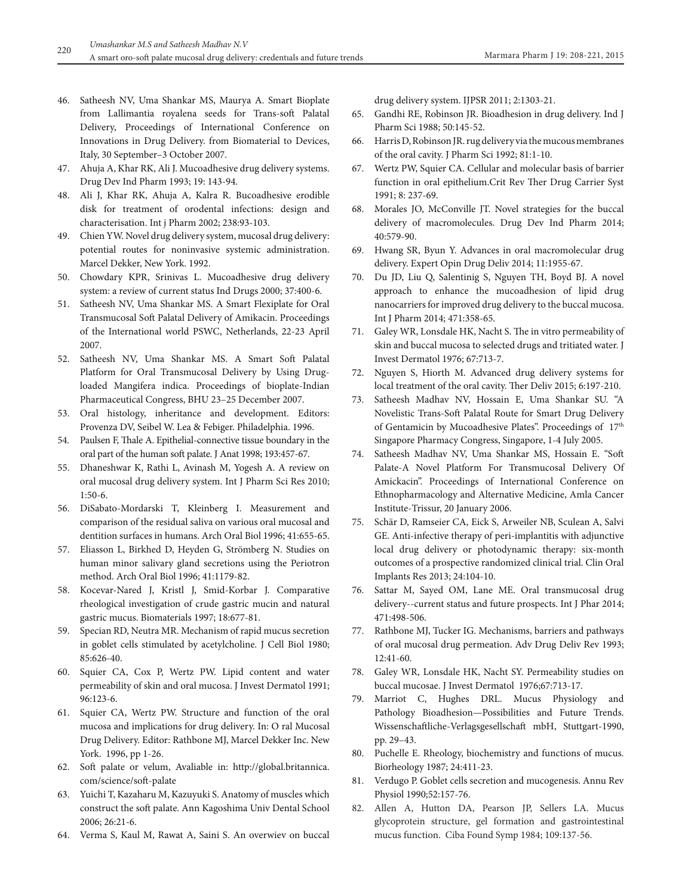46. Satheesh NV, Uma Shankar MS, Maurya A. Smart Bioplate from Lallimantia royalena seeds for Trans-soft Palatal Delivery, Proceedings of International Conference on Innovations in Drug Delivery. from Biomaterial to Devices, Italy, 30 September–3 October 2007.
47. Ahuja A, Khar RK, Ali J. Mucoadhesive drug delivery systems. Drug Dev Ind Pharm 1993; 19: 143-94.
48. Ali J, Khar RK, Ahuja A, Kalra R. Bucoadhesive erodible disk for treatment of orodental infections: design and characterisation. Int j Pharm 2002; 238:93-103.
49. Chien YW. Novel drug delivery system, mucosal drug delivery: potential routes for noninvasive systemic administration. Marcel Dekker, New York. 1992.
50. Chowdary KPR, Srinivas L. Mucoadhesive drug delivery system: a review of current status Ind Drugs 2000; 37:400-6.
51. Satheesh NV, Uma Shankar MS. A Smart Flexiplate for Oral Transmucosal Soft Palatal Delivery of Amikacin. Proceedings of the International world PSWC, Netherlands, 22-23 April 2007.
52. Satheesh NV, Uma Shankar MS. A Smart Soft Palatal Platform for Oral Transmucosal Delivery by Using Drug-loaded Mangifera indica. Proceedings of bioplate-Indian Pharmaceutical Congress, BHU 23–25 December 2007.
53. Oral histology, inheritance and development. Editors: Provenza DV, Seibel W. Lea & Febiger. Philadelphia. 1996.
54. Paulsen F, Thale A. Epithelial-connective tissue boundary in the oral part of the human soft palate. J Anat 1998; 193:457-67.
55. Dhaneshwar K, Rathi L, Avinash M, Yogesh A. A review on oral mucosal drug delivery system. Int J Pharm Sci Res 2010; 1:50-6.
56. DiSabato-Mordarski T, Kleinberg I. Measurement and comparison of the residual saliva on various oral mucosal and dentition surfaces in humans. Arch Oral Biol 1996; 41:655-65.
57. Eliasson L, Birkhed D, Heyden G, Strömberg N. Studies on human minor salivary gland secretions using the Periotron method. Arch Oral Biol 1996; 41:1179-82.
58. Kocevar-Nared J, Kristl J, Smid-Korbar J. Comparative rheological investigation of crude gastric mucin and natural gastric mucus. Biomaterials 1997; 18:677-81.
59. Specian RD, Neutra MR. Mechanism of rapid mucus secretion in goblet cells stimulated by acetylcholine. J Cell Biol 1980; 85:626-40.
60. Squier CA, Cox P, Wertz PW. Lipid content and water permeability of skin and oral mucosa. J Invest Dermatol 1991; 96:123-6.
61. Squier CA, Wertz PW. Structure and function of the oral mucosa and implications for drug delivery. In: O ral Mucosal Drug Delivery. Editor: Rathbone MJ, Marcel Dekker Inc. New York. 1996, pp 1-26.
62. Soft palate or velum, Avaliable in: http://global.britannica.com/science/soft-palate
63. Yuichi T, Kazaharu M, Kazuyuki S. Anatomy of muscles which construct the soft palate. Ann Kagoshima Univ Dental School 2006; 26:21-6.
64. Verma S, Kaul M, Rawat A, Saini S. An overwiev on buccal drug delivery system. IJPSR 2011; 2:1303-21.
65. Gandhi RE, Robinson JR. Bioadhesion in drug delivery. Ind J Pharm Sci 1988; 50:145-52.
66. Harris D, Robinson JR. rug delivery via the mucous membranes of the oral cavity. J Pharm Sci 1992; 81:1-10.
67. Wertz PW, Squier CA. Cellular and molecular basis of barrier function in oral epithelium.Crit Rev Ther Drug Carrier Syst 1991; 8: 237-69.
68. Morales JO, McConville JT. Novel strategies for the buccal delivery of macromolecules. Drug Dev Ind Pharm 2014; 40:579-90.
69. Hwang SR, Byun Y. Advances in oral macromolecular drug delivery. Expert Opin Drug Deliv 2014; 11:1955-67.
70. Du JD, Liu Q, Salentinig S, Nguyen TH, Boyd BJ. A novel approach to enhance the mucoadhesion of lipid drug nanocarriers for improved drug delivery to the buccal mucosa. Int J Pharm 2014; 471:358-65.
71. Galey WR, Lonsdale HK, Nacht S. The in vitro permeability of skin and buccal mucosa to selected drugs and tritiated water. J Invest Dermatol 1976; 67:713-7.
72. Nguyen S, Hiorth M. Advanced drug delivery systems for local treatment of the oral cavity. Ther Deliv 2015; 6:197-210.
73. Satheesh Madhav NV, Hossain E, Uma Shankar SU. "A Novelistic Trans-Soft Palatal Route for Smart Drug Delivery of Gentamicin by Mucoadhesive Plates". Proceedings of 17th Singapore Pharmacy Congress, Singapore, 1-4 July 2005.
74. Satheesh Madhav NV, Uma Shankar MS, Hossain E. "Soft Palate-A Novel Platform For Transmucosal Delivery Of Amickacin". Proceedings of International Conference on Ethnopharmacology and Alternative Medicine, Amla Cancer Institute-Trissur, 20 January 2006.
75. Schär D, Ramseier CA, Eick S, Arweiler NB, Sculean A, Salvi GE. Anti-infective therapy of peri-implantitis with adjunctive local drug delivery or photodynamic therapy: six-month outcomes of a prospective randomized clinical trial. Clin Oral Implants Res 2013; 24:104-10.
76. Sattar M, Sayed OM, Lane ME. Oral transmucosal drug delivery--current status and future prospects. Int J Phar 2014; 471:498-506.
77. Rathbone MJ, Tucker IG. Mechanisms, barriers and pathways of oral mucosal drug permeation. Adv Drug Deliv Rev 1993; 12:41-60.
78. Galey WR, Lonsdale HK, Nacht SY. Permeability studies on buccal mucosae. J Invest Dermatol 1976;67:713-17.
79. Marriot C, Hughes DRL. Mucus Physiology and Pathology Bioadhesion—Possibilities and Future Trends. Wissenschaftliche-Verlagsgesellschaft mbH, Stuttgart-1990, pp. 29–43.
80. Puchelle E. Rheology, biochemistry and functions of mucus. Biorheology 1987; 24:411-23.
81. Verdugo P. Goblet cells secretion and mucogenesis. Annu Rev Physiol 1990;52:157-76.
82. Allen A, Hutton DA, Pearson JP, Sellers LA. Mucus glycoprotein structure, gel formation and gastrointestinal mucus function. Ciba Found Symp 1984; 109:137-56.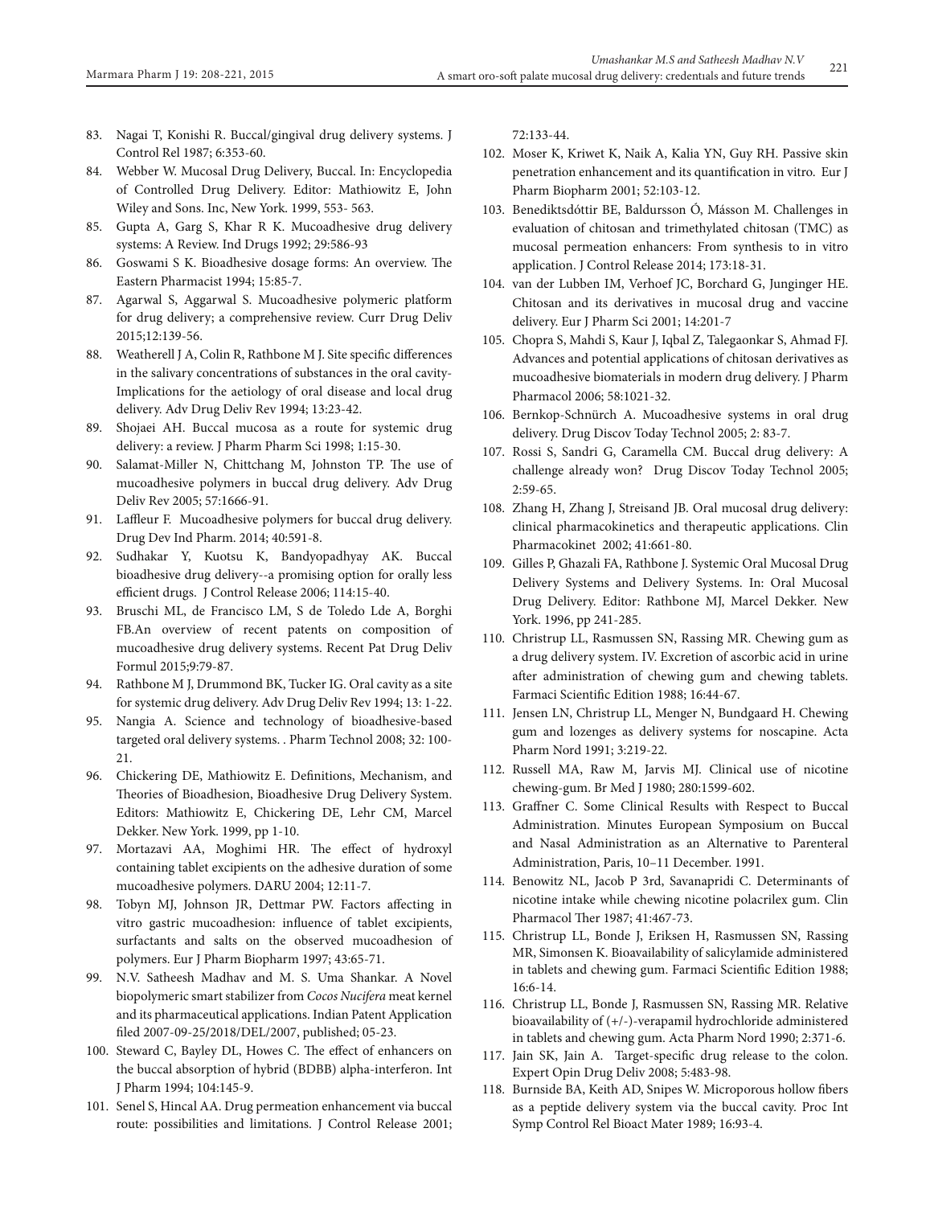83. Nagai T, Konishi R. Buccal/gingival drug delivery systems. J Control Rel 1987; 6:353-60.
84. Webber W. Mucosal Drug Delivery, Buccal. In: Encyclopedia of Controlled Drug Delivery. Editor: Mathiowitz E, John Wiley and Sons. Inc, New York. 1999, 553- 563.
85. Gupta A, Garg S, Khar R K. Mucoadhesive drug delivery systems: A Review. Ind Drugs 1992; 29:586-93
86. Goswami S K. Bioadhesive dosage forms: An overview. The Eastern Pharmacist 1994; 15:85-7.
87. Agarwal S, Aggarwal S. Mucoadhesive polymeric platform for drug delivery; a comprehensive review. Curr Drug Deliv 2015;12:139-56.
88. Weatherell J A, Colin R, Rathbone M J. Site specific differences in the salivary concentrations of substances in the oral cavity-Implications for the aetiology of oral disease and local drug delivery. Adv Drug Deliv Rev 1994; 13:23-42.
89. Shojaei AH. Buccal mucosa as a route for systemic drug delivery: a review. J Pharm Pharm Sci 1998; 1:15-30.
90. Salamat-Miller N, Chittchang M, Johnston TP. The use of mucoadhesive polymers in buccal drug delivery. Adv Drug Deliv Rev 2005; 57:1666-91.
91. Laffleur F. Mucoadhesive polymers for buccal drug delivery. Drug Dev Ind Pharm. 2014; 40:591-8.
92. Sudhakar Y, Kuotsu K, Bandyopadhyay AK. Buccal bioadhesive drug delivery--a promising option for orally less efficient drugs. J Control Release 2006; 114:15-40.
93. Bruschi ML, de Francisco LM, S de Toledo Lde A, Borghi FB.An overview of recent patents on composition of mucoadhesive drug delivery systems. Recent Pat Drug Deliv Formul 2015;9:79-87.
94. Rathbone M J, Drummond BK, Tucker IG. Oral cavity as a site for systemic drug delivery. Adv Drug Deliv Rev 1994; 13: 1-22.
95. Nangia A. Science and technology of bioadhesive-based targeted oral delivery systems. . Pharm Technol 2008; 32: 100-21.
96. Chickering DE, Mathiowitz E. Definitions, Mechanism, and Theories of Bioadhesion, Bioadhesive Drug Delivery System. Editors: Mathiowitz E, Chickering DE, Lehr CM, Marcel Dekker. New York. 1999, pp 1-10.
97. Mortazavi AA, Moghimi HR. The effect of hydroxyl containing tablet excipients on the adhesive duration of some mucoadhesive polymers. DARU 2004; 12:11-7.
98. Tobyn MJ, Johnson JR, Dettmar PW. Factors affecting in vitro gastric mucoadhesion: influence of tablet excipients, surfactants and salts on the observed mucoadhesion of polymers. Eur J Pharm Biopharm 1997; 43:65-71.
99. N.V. Satheesh Madhav and M. S. Uma Shankar. A Novel biopolymeric smart stabilizer from *Cocos Nucifera* meat kernel and its pharmaceutical applications. Indian Patent Application filed 2007-09-25/2018/DEL/2007, published; 05-23.
100. Steward C, Bayley DL, Howes C. The effect of enhancers on the buccal absorption of hybrid (BDBB) alpha-interferon. Int J Pharm 1994; 104:145-9.
101. Senel S, Hincal AA. Drug permeation enhancement via buccal route: possibilities and limitations. J Control Release 2001; 72:133-44.
102. Moser K, Kriwet K, Naik A, Kalia YN, Guy RH. Passive skin penetration enhancement and its quantification in vitro. Eur J Pharm Biopharm 2001; 52:103-12.
103. Benediktsdóttir BE, Baldursson Ó, Másson M. Challenges in evaluation of chitosan and trimethylated chitosan (TMC) as mucosal permeation enhancers: From synthesis to in vitro application. J Control Release 2014; 173:18-31.
104. van der Lubben IM, Verhoef JC, Borchard G, Junginger HE. Chitosan and its derivatives in mucosal drug and vaccine delivery. Eur J Pharm Sci 2001; 14:201-7
105. Chopra S, Mahdi S, Kaur J, Iqbal Z, Talegaonkar S, Ahmad FJ. Advances and potential applications of chitosan derivatives as mucoadhesive biomaterials in modern drug delivery. J Pharm Pharmacol 2006; 58:1021-32.
106. Bernkop-Schnürch A. Mucoadhesive systems in oral drug delivery. Drug Discov Today Technol 2005; 2: 83-7.
107. Rossi S, Sandri G, Caramella CM. Buccal drug delivery: A challenge already won? Drug Discov Today Technol 2005; 2:59-65.
108. Zhang H, Zhang J, Streisand JB. Oral mucosal drug delivery: clinical pharmacokinetics and therapeutic applications. Clin Pharmacokinet 2002; 41:661-80.
109. Gilles P, Ghazali FA, Rathbone J. Systemic Oral Mucosal Drug Delivery Systems and Delivery Systems. In: Oral Mucosal Drug Delivery. Editor: Rathbone MJ, Marcel Dekker. New York. 1996, pp 241-285.
110. Christrup LL, Rasmussen SN, Rassing MR. Chewing gum as a drug delivery system. IV. Excretion of ascorbic acid in urine after administration of chewing gum and chewing tablets. Farmaci Scientific Edition 1988; 16:44-67.
111. Jensen LN, Christrup LL, Menger N, Bundgaard H. Chewing gum and lozenges as delivery systems for noscapine. Acta Pharm Nord 1991; 3:219-22.
112. Russell MA, Raw M, Jarvis MJ. Clinical use of nicotine chewing-gum. Br Med J 1980; 280:1599-602.
113. Graffner C. Some Clinical Results with Respect to Buccal Administration. Minutes European Symposium on Buccal and Nasal Administration as an Alternative to Parenteral Administration, Paris, 10–11 December. 1991.
114. Benowitz NL, Jacob P 3rd, Savanapridi C. Determinants of nicotine intake while chewing nicotine polacrilex gum. Clin Pharmacol Ther 1987; 41:467-73.
115. Christrup LL, Bonde J, Eriksen H, Rasmussen SN, Rassing MR, Simonsen K. Bioavailability of salicylamide administered in tablets and chewing gum. Farmaci Scientific Edition 1988; 16:6-14.
116. Christrup LL, Bonde J, Rasmussen SN, Rassing MR. Relative bioavailability of (+/-)-verapamil hydrochloride administered in tablets and chewing gum. Acta Pharm Nord 1990; 2:371-6.
117. Jain SK, Jain A. Target-specific drug release to the colon. Expert Opin Drug Deliv 2008; 5:483-98.
118. Burnside BA, Keith AD, Snipes W. Microporous hollow fibers as a peptide delivery system via the buccal cavity. Proc Int Symp Control Rel Bioact Mater 1989; 16:93-4.